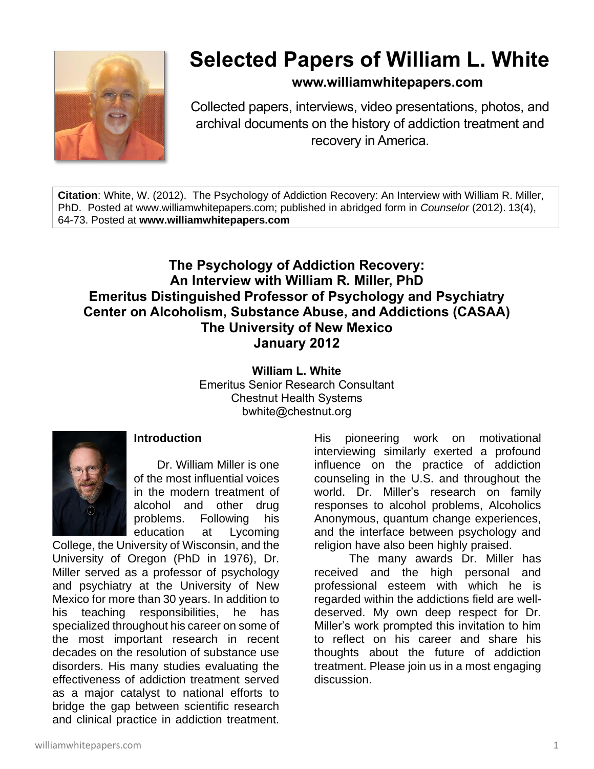# Selected Papers of William L. White

**www.williamwhitepapers.com**

Collected papers, interviews, video presentations, photos, and archival documents on the history of addiction treatment and recovery in America.

**Citation**: White, W. (2012). The Psychology of Addiction Recovery: An Interview with William R. Miller, PhD. Posted at www.williamwhitepapers.com; published in abridged form in *Counselor* (2012). 13(4), 64-73. Posted at **www.williamwhitepapers.com**

## The Psychology of Addiction Recovery: An Interview with William R. Miller, PhD Emeritus Distinguished Professor of Psychology and Psychiatry Center on Alcoholism, Substance Abuse, and Addictions (CASAA) The University of New Mexico January 2012

**William L. White**
Emeritus Senior Research Consultant
Chestnut Health Systems
bwhite@chestnut.org

### Introduction

Dr. William Miller is one of the most influential voices in the modern treatment of alcohol and other drug problems. Following his education at Lycoming College, the University of Wisconsin, and the University of Oregon (PhD in 1976), Dr. Miller served as a professor of psychology and psychiatry at the University of New Mexico for more than 30 years. In addition to his teaching responsibilities, he has specialized throughout his career on some of the most important research in recent decades on the resolution of substance use disorders. His many studies evaluating the effectiveness of addiction treatment served as a major catalyst to national efforts to bridge the gap between scientific research and clinical practice in addiction treatment. His pioneering work on motivational interviewing similarly exerted a profound influence on the practice of addiction counseling in the U.S. and throughout the world. Dr. Miller's research on family responses to alcohol problems, Alcoholics Anonymous, quantum change experiences, and the interface between psychology and religion have also been highly praised.

The many awards Dr. Miller has received and the high personal and professional esteem with which he is regarded within the addictions field are well-deserved. My own deep respect for Dr. Miller's work prompted this invitation to him to reflect on his career and share his thoughts about the future of addiction treatment. Please join us in a most engaging discussion.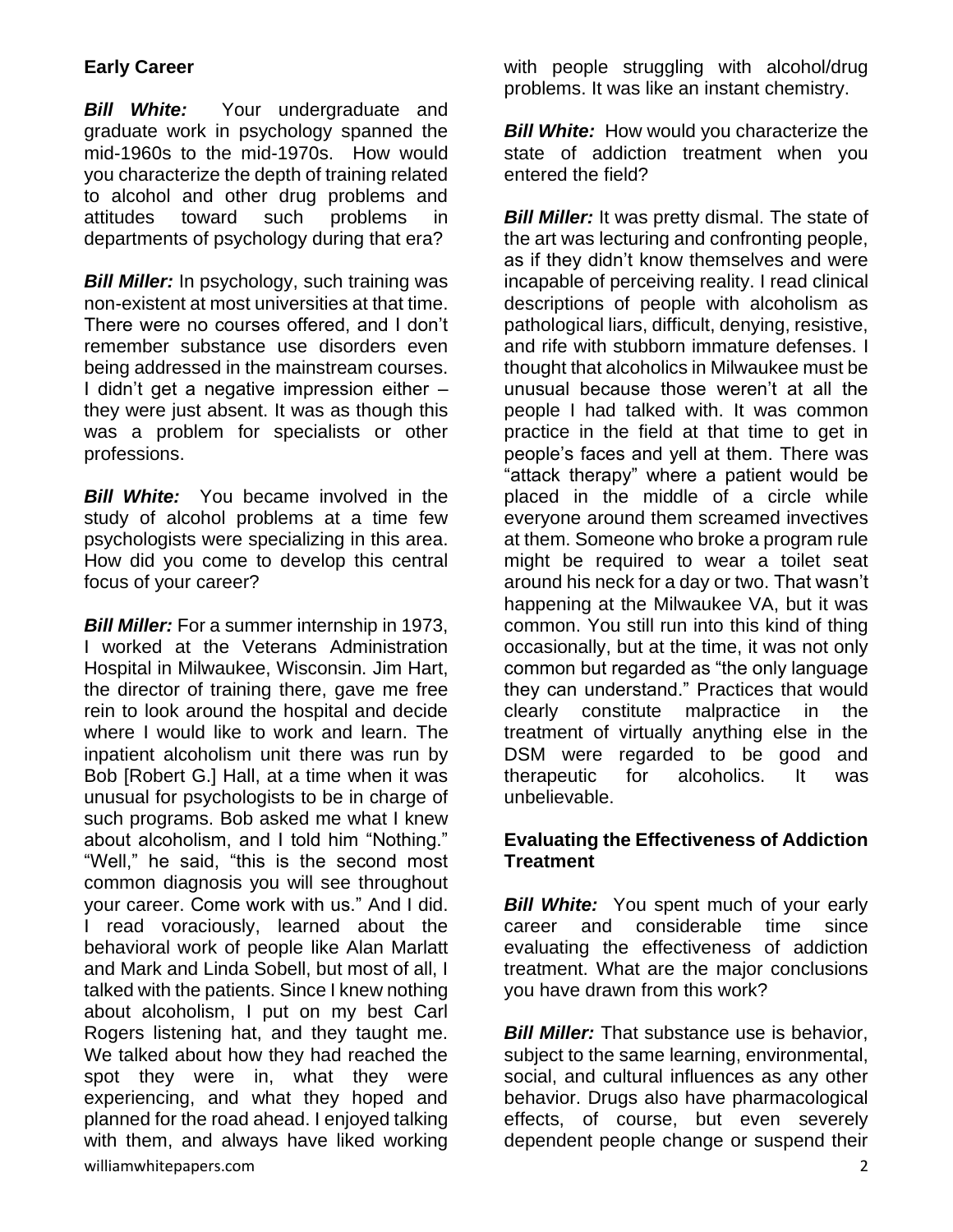## Early Career

***Bill White:*** Your undergraduate and graduate work in psychology spanned the mid-1960s to the mid-1970s. How would you characterize the depth of training related to alcohol and other drug problems and attitudes toward such problems in departments of psychology during that era?

***Bill Miller:*** In psychology, such training was non-existent at most universities at that time. There were no courses offered, and I don't remember substance use disorders even being addressed in the mainstream courses. I didn't get a negative impression either – they were just absent. It was as though this was a problem for specialists or other professions.

***Bill White:*** You became involved in the study of alcohol problems at a time few psychologists were specializing in this area. How did you come to develop this central focus of your career?

***Bill Miller:*** For a summer internship in 1973, I worked at the Veterans Administration Hospital in Milwaukee, Wisconsin. Jim Hart, the director of training there, gave me free rein to look around the hospital and decide where I would like to work and learn. The inpatient alcoholism unit there was run by Bob [Robert G.] Hall, at a time when it was unusual for psychologists to be in charge of such programs. Bob asked me what I knew about alcoholism, and I told him "Nothing." "Well," he said, "this is the second most common diagnosis you will see throughout your career. Come work with us." And I did. I read voraciously, learned about the behavioral work of people like Alan Marlatt and Mark and Linda Sobell, but most of all, I talked with the patients. Since I knew nothing about alcoholism, I put on my best Carl Rogers listening hat, and they taught me. We talked about how they had reached the spot they were in, what they were experiencing, and what they hoped and planned for the road ahead. I enjoyed talking with them, and always have liked working with people struggling with alcohol/drug problems. It was like an instant chemistry.

***Bill White:*** How would you characterize the state of addiction treatment when you entered the field?

***Bill Miller:*** It was pretty dismal. The state of the art was lecturing and confronting people, as if they didn't know themselves and were incapable of perceiving reality. I read clinical descriptions of people with alcoholism as pathological liars, difficult, denying, resistive, and rife with stubborn immature defenses. I thought that alcoholics in Milwaukee must be unusual because those weren't at all the people I had talked with. It was common practice in the field at that time to get in people's faces and yell at them. There was "attack therapy" where a patient would be placed in the middle of a circle while everyone around them screamed invectives at them. Someone who broke a program rule might be required to wear a toilet seat around his neck for a day or two. That wasn't happening at the Milwaukee VA, but it was common. You still run into this kind of thing occasionally, but at the time, it was not only common but regarded as "the only language they can understand." Practices that would clearly constitute malpractice in the treatment of virtually anything else in the DSM were regarded to be good and therapeutic for alcoholics. It was unbelievable.

## Evaluating the Effectiveness of Addiction Treatment

***Bill White:*** You spent much of your early career and considerable time since evaluating the effectiveness of addiction treatment. What are the major conclusions you have drawn from this work?

***Bill Miller:*** That substance use is behavior, subject to the same learning, environmental, social, and cultural influences as any other behavior. Drugs also have pharmacological effects, of course, but even severely dependent people change or suspend their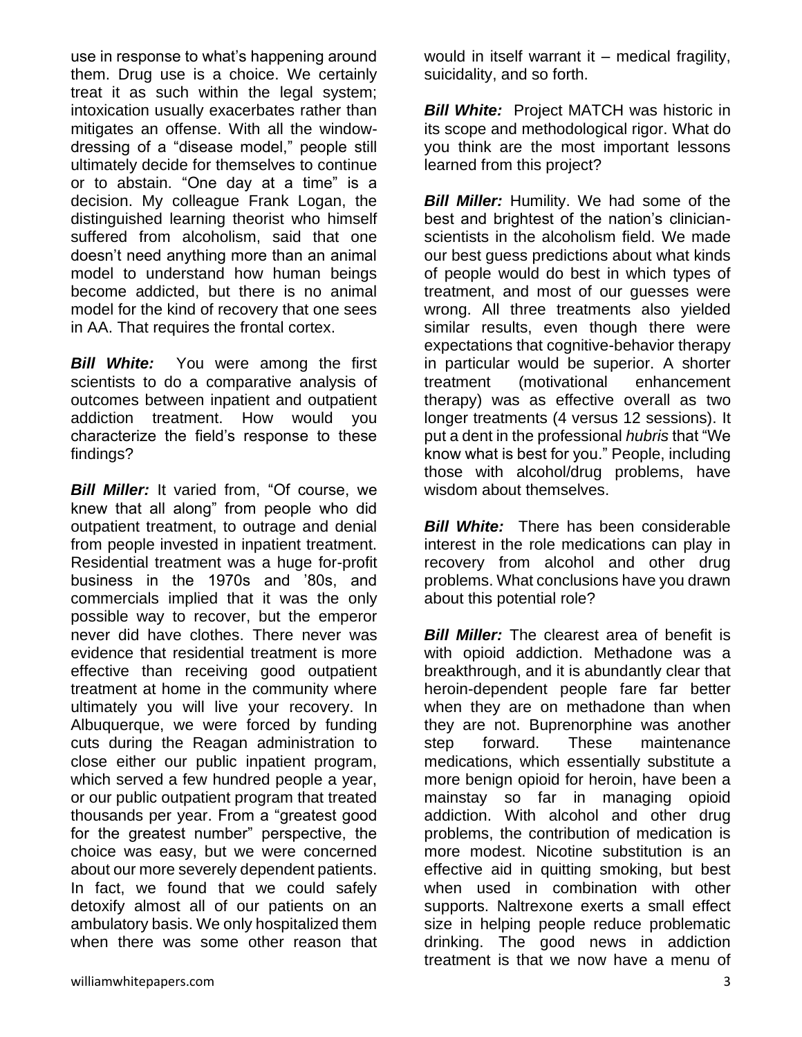use in response to what's happening around them. Drug use is a choice. We certainly treat it as such within the legal system; intoxication usually exacerbates rather than mitigates an offense. With all the window-dressing of a "disease model," people still ultimately decide for themselves to continue or to abstain. "One day at a time" is a decision. My colleague Frank Logan, the distinguished learning theorist who himself suffered from alcoholism, said that one doesn't need anything more than an animal model to understand how human beings become addicted, but there is no animal model for the kind of recovery that one sees in AA. That requires the frontal cortex.

***Bill White:*** You were among the first scientists to do a comparative analysis of outcomes between inpatient and outpatient addiction treatment. How would you characterize the field's response to these findings?

***Bill Miller:*** It varied from, "Of course, we knew that all along" from people who did outpatient treatment, to outrage and denial from people invested in inpatient treatment. Residential treatment was a huge for-profit business in the 1970s and '80s, and commercials implied that it was the only possible way to recover, but the emperor never did have clothes. There never was evidence that residential treatment is more effective than receiving good outpatient treatment at home in the community where ultimately you will live your recovery. In Albuquerque, we were forced by funding cuts during the Reagan administration to close either our public inpatient program, which served a few hundred people a year, or our public outpatient program that treated thousands per year. From a "greatest good for the greatest number" perspective, the choice was easy, but we were concerned about our more severely dependent patients. In fact, we found that we could safely detoxify almost all of our patients on an ambulatory basis. We only hospitalized them when there was some other reason that would in itself warrant it – medical fragility, suicidality, and so forth.

***Bill White:*** Project MATCH was historic in its scope and methodological rigor. What do you think are the most important lessons learned from this project?

***Bill Miller:*** Humility. We had some of the best and brightest of the nation's clinician-scientists in the alcoholism field. We made our best guess predictions about what kinds of people would do best in which types of treatment, and most of our guesses were wrong. All three treatments also yielded similar results, even though there were expectations that cognitive-behavior therapy in particular would be superior. A shorter treatment (motivational enhancement therapy) was as effective overall as two longer treatments (4 versus 12 sessions). It put a dent in the professional *hubris* that "We know what is best for you." People, including those with alcohol/drug problems, have wisdom about themselves.

***Bill White:*** There has been considerable interest in the role medications can play in recovery from alcohol and other drug problems. What conclusions have you drawn about this potential role?

***Bill Miller:*** The clearest area of benefit is with opioid addiction. Methadone was a breakthrough, and it is abundantly clear that heroin-dependent people fare far better when they are on methadone than when they are not. Buprenorphine was another step forward. These maintenance medications, which essentially substitute a more benign opioid for heroin, have been a mainstay so far in managing opioid addiction. With alcohol and other drug problems, the contribution of medication is more modest. Nicotine substitution is an effective aid in quitting smoking, but best when used in combination with other supports. Naltrexone exerts a small effect size in helping people reduce problematic drinking. The good news in addiction treatment is that we now have a menu of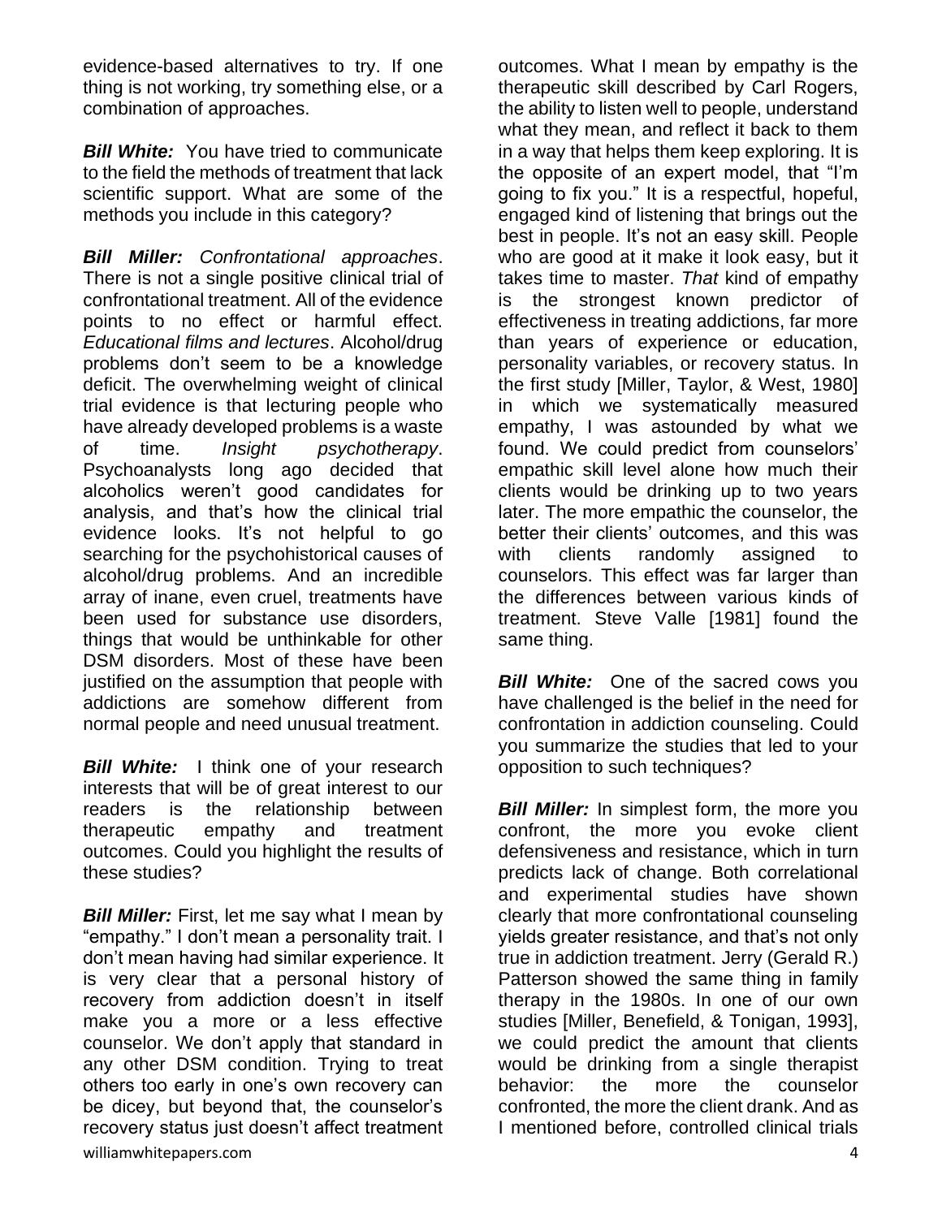evidence-based alternatives to try. If one thing is not working, try something else, or a combination of approaches.

***Bill White:*** You have tried to communicate to the field the methods of treatment that lack scientific support. What are some of the methods you include in this category?

***Bill Miller:*** *Confrontational approaches*. There is not a single positive clinical trial of confrontational treatment. All of the evidence points to no effect or harmful effect. *Educational films and lectures*. Alcohol/drug problems don't seem to be a knowledge deficit. The overwhelming weight of clinical trial evidence is that lecturing people who have already developed problems is a waste of time. *Insight psychotherapy*. Psychoanalysts long ago decided that alcoholics weren't good candidates for analysis, and that's how the clinical trial evidence looks. It's not helpful to go searching for the psychohistorical causes of alcohol/drug problems. And an incredible array of inane, even cruel, treatments have been used for substance use disorders, things that would be unthinkable for other DSM disorders. Most of these have been justified on the assumption that people with addictions are somehow different from normal people and need unusual treatment.

***Bill White:*** I think one of your research interests that will be of great interest to our readers is the relationship between therapeutic empathy and treatment outcomes. Could you highlight the results of these studies?

***Bill Miller:*** First, let me say what I mean by "empathy." I don't mean a personality trait. I don't mean having had similar experience. It is very clear that a personal history of recovery from addiction doesn't in itself make you a more or a less effective counselor. We don't apply that standard in any other DSM condition. Trying to treat others too early in one's own recovery can be dicey, but beyond that, the counselor's recovery status just doesn't affect treatment outcomes. What I mean by empathy is the therapeutic skill described by Carl Rogers, the ability to listen well to people, understand what they mean, and reflect it back to them in a way that helps them keep exploring. It is the opposite of an expert model, that "I'm going to fix you." It is a respectful, hopeful, engaged kind of listening that brings out the best in people. It's not an easy skill. People who are good at it make it look easy, but it takes time to master. *That* kind of empathy is the strongest known predictor of effectiveness in treating addictions, far more than years of experience or education, personality variables, or recovery status. In the first study [Miller, Taylor, & West, 1980] in which we systematically measured empathy, I was astounded by what we found. We could predict from counselors' empathic skill level alone how much their clients would be drinking up to two years later. The more empathic the counselor, the better their clients' outcomes, and this was with clients randomly assigned to counselors. This effect was far larger than the differences between various kinds of treatment. Steve Valle [1981] found the same thing.

***Bill White:*** One of the sacred cows you have challenged is the belief in the need for confrontation in addiction counseling. Could you summarize the studies that led to your opposition to such techniques?

***Bill Miller:*** In simplest form, the more you confront, the more you evoke client defensiveness and resistance, which in turn predicts lack of change. Both correlational and experimental studies have shown clearly that more confrontational counseling yields greater resistance, and that's not only true in addiction treatment. Jerry (Gerald R.) Patterson showed the same thing in family therapy in the 1980s. In one of our own studies [Miller, Benefield, & Tonigan, 1993], we could predict the amount that clients would be drinking from a single therapist behavior: the more the counselor confronted, the more the client drank. And as I mentioned before, controlled clinical trials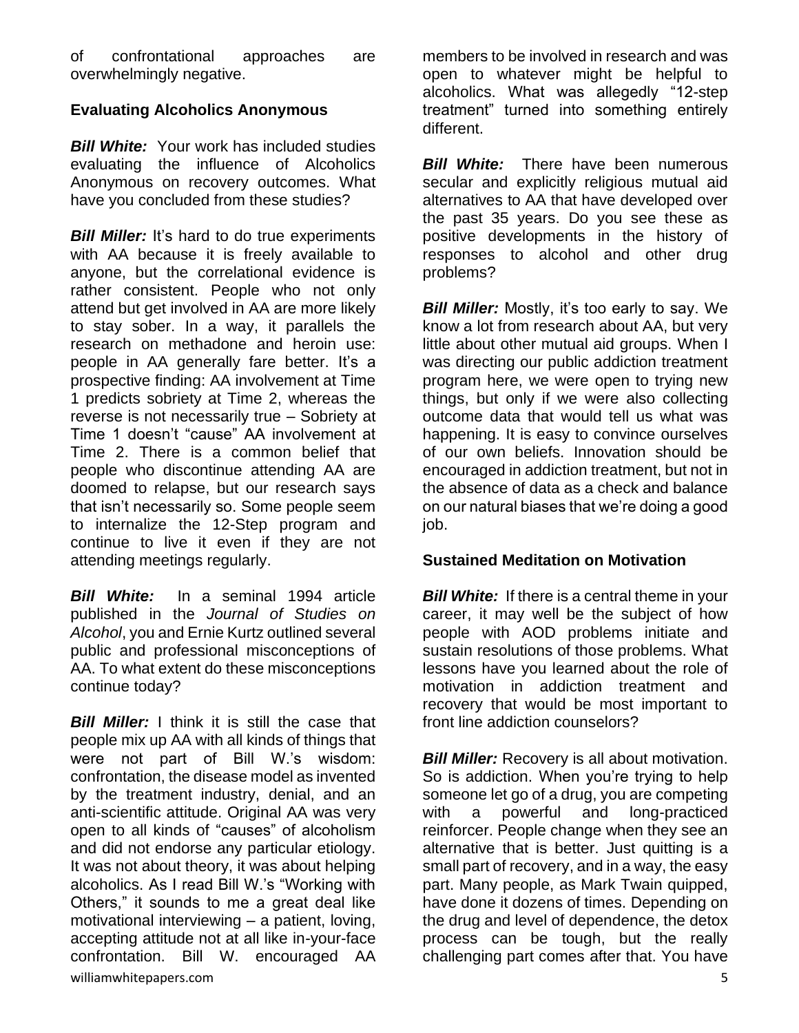of confrontational approaches are overwhelmingly negative.

## Evaluating Alcoholics Anonymous

***Bill White:*** Your work has included studies evaluating the influence of Alcoholics Anonymous on recovery outcomes. What have you concluded from these studies?

***Bill Miller:*** It's hard to do true experiments with AA because it is freely available to anyone, but the correlational evidence is rather consistent. People who not only attend but get involved in AA are more likely to stay sober. In a way, it parallels the research on methadone and heroin use: people in AA generally fare better. It's a prospective finding: AA involvement at Time 1 predicts sobriety at Time 2, whereas the reverse is not necessarily true – Sobriety at Time 1 doesn't "cause" AA involvement at Time 2. There is a common belief that people who discontinue attending AA are doomed to relapse, but our research says that isn't necessarily so. Some people seem to internalize the 12-Step program and continue to live it even if they are not attending meetings regularly.

***Bill White:*** In a seminal 1994 article published in the *Journal of Studies on Alcohol*, you and Ernie Kurtz outlined several public and professional misconceptions of AA. To what extent do these misconceptions continue today?

***Bill Miller:*** I think it is still the case that people mix up AA with all kinds of things that were not part of Bill W.'s wisdom: confrontation, the disease model as invented by the treatment industry, denial, and an anti-scientific attitude. Original AA was very open to all kinds of "causes" of alcoholism and did not endorse any particular etiology. It was not about theory, it was about helping alcoholics. As I read Bill W.'s "Working with Others," it sounds to me a great deal like motivational interviewing – a patient, loving, accepting attitude not at all like in-your-face confrontation. Bill W. encouraged AA members to be involved in research and was open to whatever might be helpful to alcoholics. What was allegedly "12-step treatment" turned into something entirely different.

***Bill White:*** There have been numerous secular and explicitly religious mutual aid alternatives to AA that have developed over the past 35 years. Do you see these as positive developments in the history of responses to alcohol and other drug problems?

***Bill Miller:*** Mostly, it's too early to say. We know a lot from research about AA, but very little about other mutual aid groups. When I was directing our public addiction treatment program here, we were open to trying new things, but only if we were also collecting outcome data that would tell us what was happening. It is easy to convince ourselves of our own beliefs. Innovation should be encouraged in addiction treatment, but not in the absence of data as a check and balance on our natural biases that we're doing a good job.

## Sustained Meditation on Motivation

***Bill White:*** If there is a central theme in your career, it may well be the subject of how people with AOD problems initiate and sustain resolutions of those problems. What lessons have you learned about the role of motivation in addiction treatment and recovery that would be most important to front line addiction counselors?

***Bill Miller:*** Recovery is all about motivation. So is addiction. When you're trying to help someone let go of a drug, you are competing with a powerful and long-practiced reinforcer. People change when they see an alternative that is better. Just quitting is a small part of recovery, and in a way, the easy part. Many people, as Mark Twain quipped, have done it dozens of times. Depending on the drug and level of dependence, the detox process can be tough, but the really challenging part comes after that. You have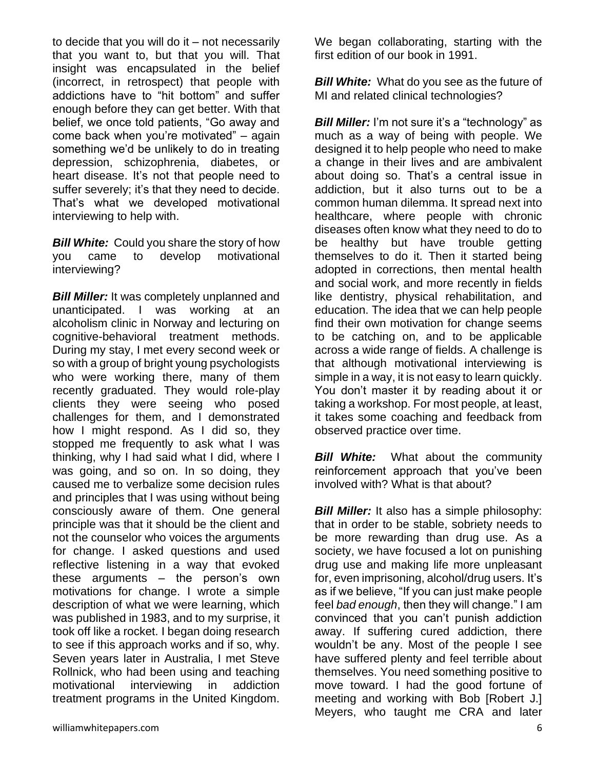to decide that you will do it – not necessarily that you want to, but that you will. That insight was encapsulated in the belief (incorrect, in retrospect) that people with addictions have to "hit bottom" and suffer enough before they can get better. With that belief, we once told patients, "Go away and come back when you're motivated" – again something we'd be unlikely to do in treating depression, schizophrenia, diabetes, or heart disease. It's not that people need to suffer severely; it's that they need to decide. That's what we developed motivational interviewing to help with.

***Bill White:*** Could you share the story of how you came to develop motivational interviewing?

***Bill Miller:*** It was completely unplanned and unanticipated. I was working at an alcoholism clinic in Norway and lecturing on cognitive-behavioral treatment methods. During my stay, I met every second week or so with a group of bright young psychologists who were working there, many of them recently graduated. They would role-play clients they were seeing who posed challenges for them, and I demonstrated how I might respond. As I did so, they stopped me frequently to ask what I was thinking, why I had said what I did, where I was going, and so on. In so doing, they caused me to verbalize some decision rules and principles that I was using without being consciously aware of them. One general principle was that it should be the client and not the counselor who voices the arguments for change. I asked questions and used reflective listening in a way that evoked these arguments – the person's own motivations for change. I wrote a simple description of what we were learning, which was published in 1983, and to my surprise, it took off like a rocket. I began doing research to see if this approach works and if so, why. Seven years later in Australia, I met Steve Rollnick, who had been using and teaching motivational interviewing in addiction treatment programs in the United Kingdom. We began collaborating, starting with the first edition of our book in 1991.

***Bill White:*** What do you see as the future of MI and related clinical technologies?

***Bill Miller:*** I'm not sure it's a "technology" as much as a way of being with people. We designed it to help people who need to make a change in their lives and are ambivalent about doing so. That's a central issue in addiction, but it also turns out to be a common human dilemma. It spread next into healthcare, where people with chronic diseases often know what they need to do to be healthy but have trouble getting themselves to do it. Then it started being adopted in corrections, then mental health and social work, and more recently in fields like dentistry, physical rehabilitation, and education. The idea that we can help people find their own motivation for change seems to be catching on, and to be applicable across a wide range of fields. A challenge is that although motivational interviewing is simple in a way, it is not easy to learn quickly. You don't master it by reading about it or taking a workshop. For most people, at least, it takes some coaching and feedback from observed practice over time.

***Bill White:*** What about the community reinforcement approach that you've been involved with? What is that about?

***Bill Miller:*** It also has a simple philosophy: that in order to be stable, sobriety needs to be more rewarding than drug use. As a society, we have focused a lot on punishing drug use and making life more unpleasant for, even imprisoning, alcohol/drug users. It's as if we believe, "If you can just make people feel *bad enough*, then they will change." I am convinced that you can't punish addiction away. If suffering cured addiction, there wouldn't be any. Most of the people I see have suffered plenty and feel terrible about themselves. You need something positive to move toward. I had the good fortune of meeting and working with Bob [Robert J.] Meyers, who taught me CRA and later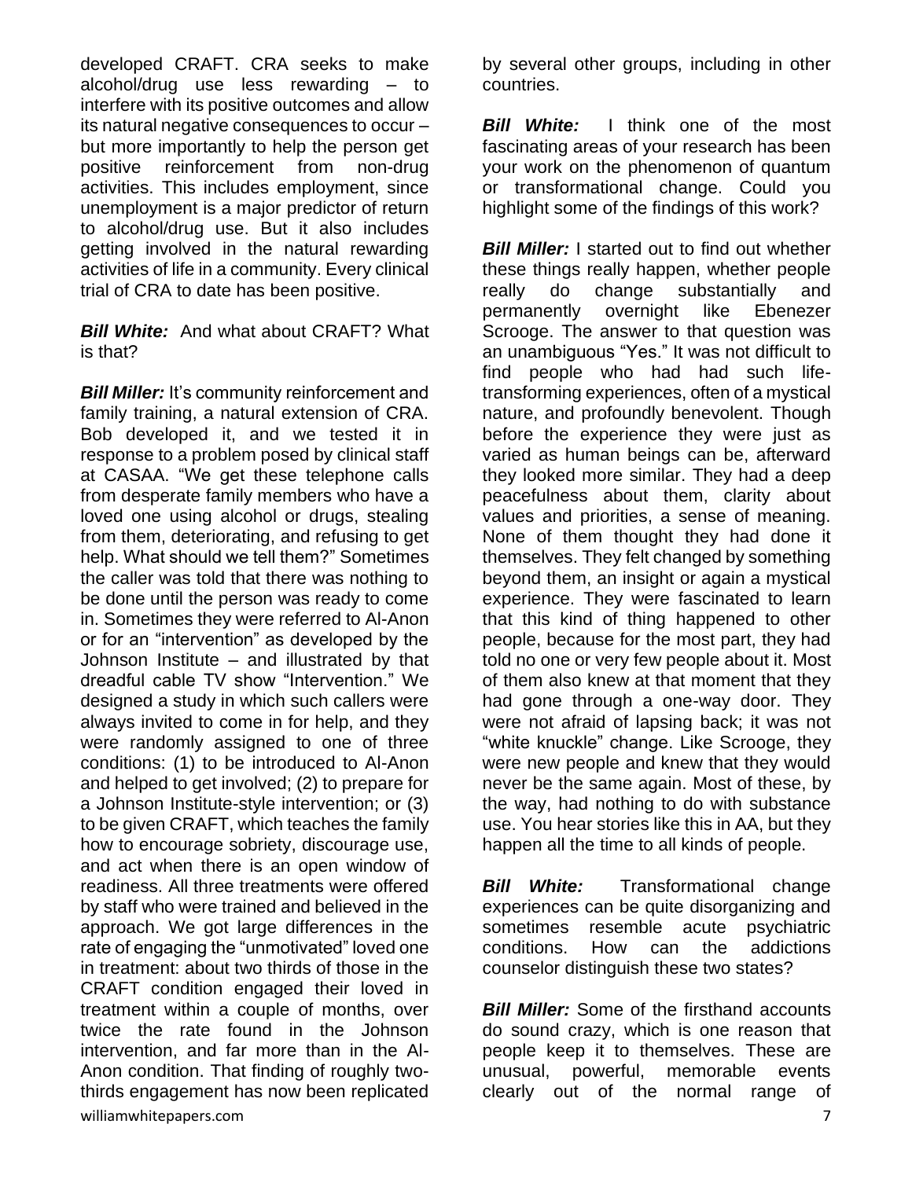developed CRAFT. CRA seeks to make alcohol/drug use less rewarding – to interfere with its positive outcomes and allow its natural negative consequences to occur – but more importantly to help the person get positive reinforcement from non-drug activities. This includes employment, since unemployment is a major predictor of return to alcohol/drug use. But it also includes getting involved in the natural rewarding activities of life in a community. Every clinical trial of CRA to date has been positive.

***Bill White:*** And what about CRAFT? What is that?

***Bill Miller:*** It's community reinforcement and family training, a natural extension of CRA. Bob developed it, and we tested it in response to a problem posed by clinical staff at CASAA. "We get these telephone calls from desperate family members who have a loved one using alcohol or drugs, stealing from them, deteriorating, and refusing to get help. What should we tell them?" Sometimes the caller was told that there was nothing to be done until the person was ready to come in. Sometimes they were referred to Al-Anon or for an "intervention" as developed by the Johnson Institute – and illustrated by that dreadful cable TV show "Intervention." We designed a study in which such callers were always invited to come in for help, and they were randomly assigned to one of three conditions: (1) to be introduced to Al-Anon and helped to get involved; (2) to prepare for a Johnson Institute-style intervention; or (3) to be given CRAFT, which teaches the family how to encourage sobriety, discourage use, and act when there is an open window of readiness. All three treatments were offered by staff who were trained and believed in the approach. We got large differences in the rate of engaging the "unmotivated" loved one in treatment: about two thirds of those in the CRAFT condition engaged their loved in treatment within a couple of months, over twice the rate found in the Johnson intervention, and far more than in the Al-Anon condition. That finding of roughly two-thirds engagement has now been replicated by several other groups, including in other countries.

***Bill White:*** I think one of the most fascinating areas of your research has been your work on the phenomenon of quantum or transformational change. Could you highlight some of the findings of this work?

***Bill Miller:*** I started out to find out whether these things really happen, whether people really do change substantially and permanently overnight like Ebenezer Scrooge. The answer to that question was an unambiguous "Yes." It was not difficult to find people who had had such life-transforming experiences, often of a mystical nature, and profoundly benevolent. Though before the experience they were just as varied as human beings can be, afterward they looked more similar. They had a deep peacefulness about them, clarity about values and priorities, a sense of meaning. None of them thought they had done it themselves. They felt changed by something beyond them, an insight or again a mystical experience. They were fascinated to learn that this kind of thing happened to other people, because for the most part, they had told no one or very few people about it. Most of them also knew at that moment that they had gone through a one-way door. They were not afraid of lapsing back; it was not "white knuckle" change. Like Scrooge, they were new people and knew that they would never be the same again. Most of these, by the way, had nothing to do with substance use. You hear stories like this in AA, but they happen all the time to all kinds of people.

***Bill White:*** Transformational change experiences can be quite disorganizing and sometimes resemble acute psychiatric conditions. How can the addictions counselor distinguish these two states?

***Bill Miller:*** Some of the firsthand accounts do sound crazy, which is one reason that people keep it to themselves. These are unusual, powerful, memorable events clearly out of the normal range of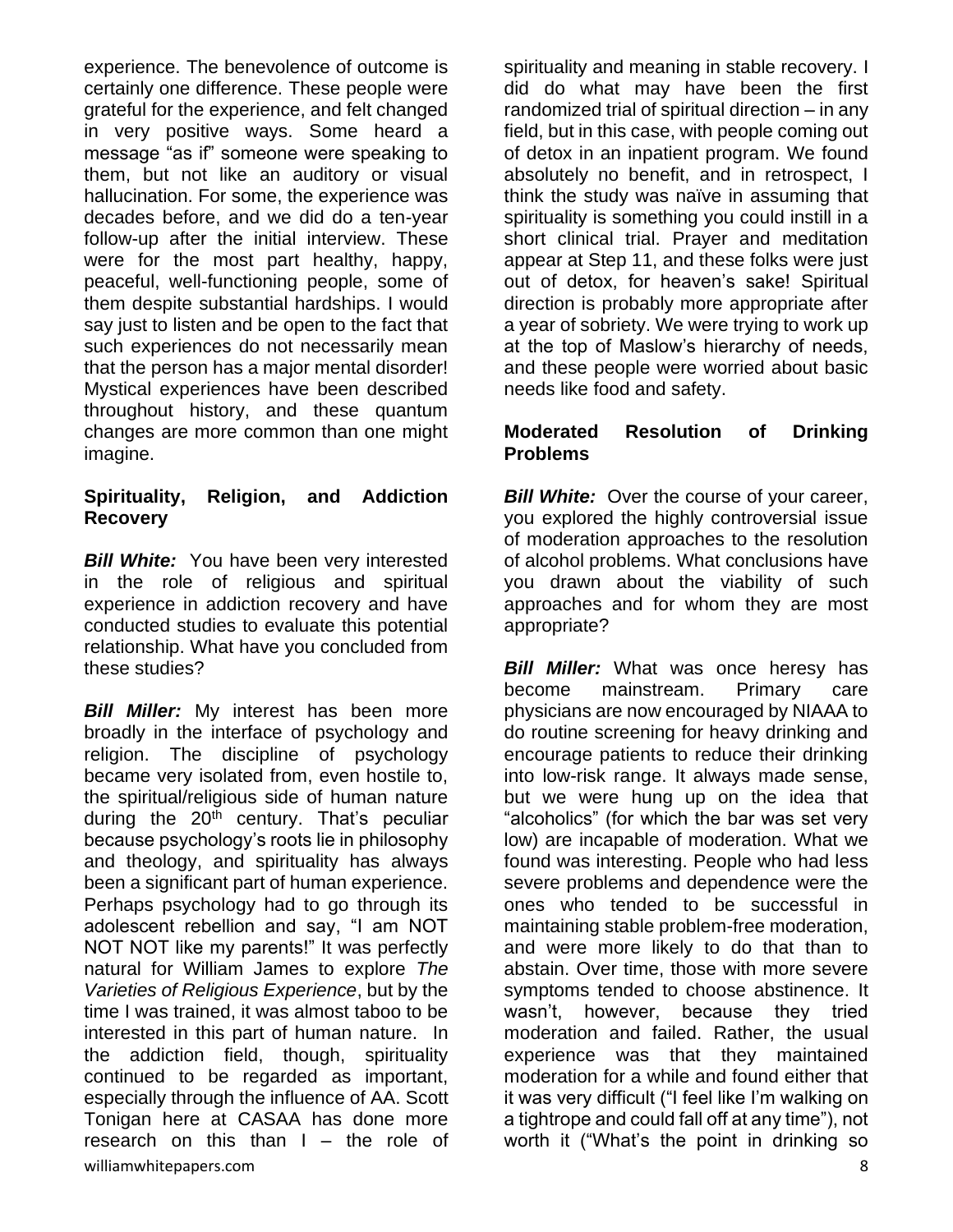experience. The benevolence of outcome is certainly one difference. These people were grateful for the experience, and felt changed in very positive ways. Some heard a message "as if" someone were speaking to them, but not like an auditory or visual hallucination. For some, the experience was decades before, and we did do a ten-year follow-up after the initial interview. These were for the most part healthy, happy, peaceful, well-functioning people, some of them despite substantial hardships. I would say just to listen and be open to the fact that such experiences do not necessarily mean that the person has a major mental disorder! Mystical experiences have been described throughout history, and these quantum changes are more common than one might imagine.

**Spirituality, Religion, and Addiction Recovery**

***Bill White:*** You have been very interested in the role of religious and spiritual experience in addiction recovery and have conducted studies to evaluate this potential relationship. What have you concluded from these studies?

***Bill Miller:*** My interest has been more broadly in the interface of psychology and religion. The discipline of psychology became very isolated from, even hostile to, the spiritual/religious side of human nature during the 20th century. That's peculiar because psychology's roots lie in philosophy and theology, and spirituality has always been a significant part of human experience. Perhaps psychology had to go through its adolescent rebellion and say, "I am NOT NOT NOT like my parents!" It was perfectly natural for William James to explore *The Varieties of Religious Experience*, but by the time I was trained, it was almost taboo to be interested in this part of human nature. In the addiction field, though, spirituality continued to be regarded as important, especially through the influence of AA. Scott Tonigan here at CASAA has done more research on this than I – the role of spirituality and meaning in stable recovery. I did do what may have been the first randomized trial of spiritual direction – in any field, but in this case, with people coming out of detox in an inpatient program. We found absolutely no benefit, and in retrospect, I think the study was naïve in assuming that spirituality is something you could instill in a short clinical trial. Prayer and meditation appear at Step 11, and these folks were just out of detox, for heaven's sake! Spiritual direction is probably more appropriate after a year of sobriety. We were trying to work up at the top of Maslow's hierarchy of needs, and these people were worried about basic needs like food and safety.

**Moderated Resolution of Drinking Problems**

***Bill White:*** Over the course of your career, you explored the highly controversial issue of moderation approaches to the resolution of alcohol problems. What conclusions have you drawn about the viability of such approaches and for whom they are most appropriate?

***Bill Miller:*** What was once heresy has become mainstream. Primary care physicians are now encouraged by NIAAA to do routine screening for heavy drinking and encourage patients to reduce their drinking into low-risk range. It always made sense, but we were hung up on the idea that "alcoholics" (for which the bar was set very low) are incapable of moderation. What we found was interesting. People who had less severe problems and dependence were the ones who tended to be successful in maintaining stable problem-free moderation, and were more likely to do that than to abstain. Over time, those with more severe symptoms tended to choose abstinence. It wasn't, however, because they tried moderation and failed. Rather, the usual experience was that they maintained moderation for a while and found either that it was very difficult ("I feel like I'm walking on a tightrope and could fall off at any time"), not worth it ("What's the point in drinking so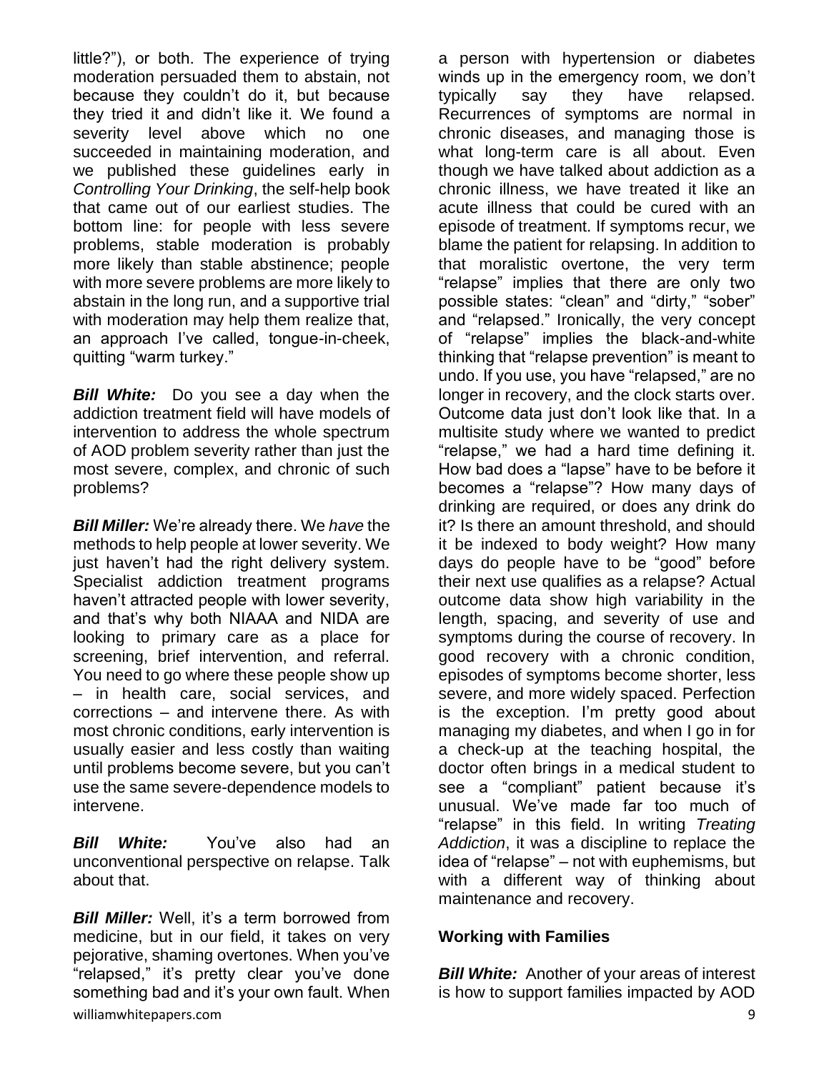little?"), or both. The experience of trying moderation persuaded them to abstain, not because they couldn't do it, but because they tried it and didn't like it. We found a severity level above which no one succeeded in maintaining moderation, and we published these guidelines early in *Controlling Your Drinking*, the self-help book that came out of our earliest studies. The bottom line: for people with less severe problems, stable moderation is probably more likely than stable abstinence; people with more severe problems are more likely to abstain in the long run, and a supportive trial with moderation may help them realize that, an approach I've called, tongue-in-cheek, quitting "warm turkey."

***Bill White:*** Do you see a day when the addiction treatment field will have models of intervention to address the whole spectrum of AOD problem severity rather than just the most severe, complex, and chronic of such problems?

***Bill Miller:*** We're already there. We *have* the methods to help people at lower severity. We just haven't had the right delivery system. Specialist addiction treatment programs haven't attracted people with lower severity, and that's why both NIAAA and NIDA are looking to primary care as a place for screening, brief intervention, and referral. You need to go where these people show up – in health care, social services, and corrections – and intervene there. As with most chronic conditions, early intervention is usually easier and less costly than waiting until problems become severe, but you can't use the same severe-dependence models to intervene.

***Bill White:*** You've also had an unconventional perspective on relapse. Talk about that.

***Bill Miller:*** Well, it's a term borrowed from medicine, but in our field, it takes on very pejorative, shaming overtones. When you've "relapsed," it's pretty clear you've done something bad and it's your own fault. When a person with hypertension or diabetes winds up in the emergency room, we don't typically say they have relapsed. Recurrences of symptoms are normal in chronic diseases, and managing those is what long-term care is all about. Even though we have talked about addiction as a chronic illness, we have treated it like an acute illness that could be cured with an episode of treatment. If symptoms recur, we blame the patient for relapsing. In addition to that moralistic overtone, the very term "relapse" implies that there are only two possible states: "clean" and "dirty," "sober" and "relapsed." Ironically, the very concept of "relapse" implies the black-and-white thinking that "relapse prevention" is meant to undo. If you use, you have "relapsed," are no longer in recovery, and the clock starts over. Outcome data just don't look like that. In a multisite study where we wanted to predict "relapse," we had a hard time defining it. How bad does a "lapse" have to be before it becomes a "relapse"? How many days of drinking are required, or does any drink do it? Is there an amount threshold, and should it be indexed to body weight? How many days do people have to be "good" before their next use qualifies as a relapse? Actual outcome data show high variability in the length, spacing, and severity of use and symptoms during the course of recovery. In good recovery with a chronic condition, episodes of symptoms become shorter, less severe, and more widely spaced. Perfection is the exception. I'm pretty good about managing my diabetes, and when I go in for a check-up at the teaching hospital, the doctor often brings in a medical student to see a "compliant" patient because it's unusual. We've made far too much of "relapse" in this field. In writing *Treating Addiction*, it was a discipline to replace the idea of "relapse" – not with euphemisms, but with a different way of thinking about maintenance and recovery.

## Working with Families

***Bill White:*** Another of your areas of interest is how to support families impacted by AOD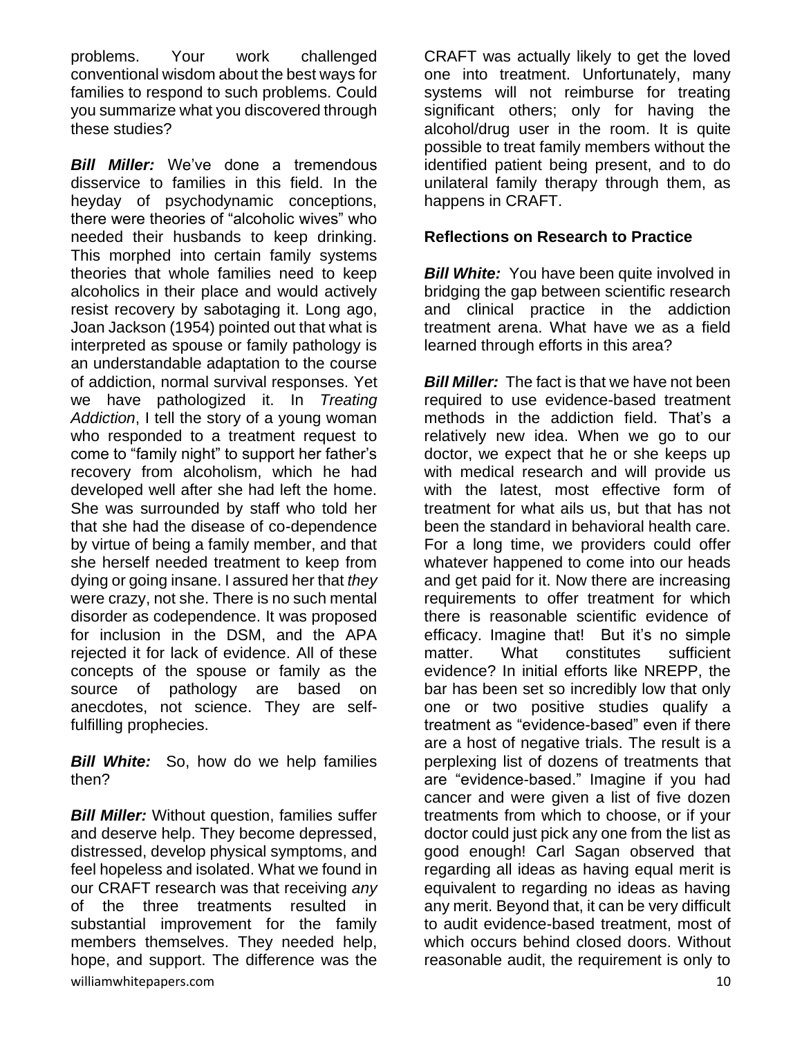problems. Your work challenged conventional wisdom about the best ways for families to respond to such problems. Could you summarize what you discovered through these studies?

***Bill Miller:*** We've done a tremendous disservice to families in this field. In the heyday of psychodynamic conceptions, there were theories of "alcoholic wives" who needed their husbands to keep drinking. This morphed into certain family systems theories that whole families need to keep alcoholics in their place and would actively resist recovery by sabotaging it. Long ago, Joan Jackson (1954) pointed out that what is interpreted as spouse or family pathology is an understandable adaptation to the course of addiction, normal survival responses. Yet we have pathologized it. In *Treating Addiction*, I tell the story of a young woman who responded to a treatment request to come to "family night" to support her father's recovery from alcoholism, which he had developed well after she had left the home. She was surrounded by staff who told her that she had the disease of co-dependence by virtue of being a family member, and that she herself needed treatment to keep from dying or going insane. I assured her that *they* were crazy, not she. There is no such mental disorder as codependence. It was proposed for inclusion in the DSM, and the APA rejected it for lack of evidence. All of these concepts of the spouse or family as the source of pathology are based on anecdotes, not science. They are self-fulfilling prophecies.

***Bill White:*** So, how do we help families then?

***Bill Miller:*** Without question, families suffer and deserve help. They become depressed, distressed, develop physical symptoms, and feel hopeless and isolated. What we found in our CRAFT research was that receiving *any* of the three treatments resulted in substantial improvement for the family members themselves. They needed help, hope, and support. The difference was the CRAFT was actually likely to get the loved one into treatment. Unfortunately, many systems will not reimburse for treating significant others; only for having the alcohol/drug user in the room. It is quite possible to treat family members without the identified patient being present, and to do unilateral family therapy through them, as happens in CRAFT.

## Reflections on Research to Practice

***Bill White:*** You have been quite involved in bridging the gap between scientific research and clinical practice in the addiction treatment arena. What have we as a field learned through efforts in this area?

***Bill Miller:*** The fact is that we have not been required to use evidence-based treatment methods in the addiction field. That's a relatively new idea. When we go to our doctor, we expect that he or she keeps up with medical research and will provide us with the latest, most effective form of treatment for what ails us, but that has not been the standard in behavioral health care. For a long time, we providers could offer whatever happened to come into our heads and get paid for it. Now there are increasing requirements to offer treatment for which there is reasonable scientific evidence of efficacy. Imagine that! But it's no simple matter. What constitutes sufficient evidence? In initial efforts like NREPP, the bar has been set so incredibly low that only one or two positive studies qualify a treatment as "evidence-based" even if there are a host of negative trials. The result is a perplexing list of dozens of treatments that are "evidence-based." Imagine if you had cancer and were given a list of five dozen treatments from which to choose, or if your doctor could just pick any one from the list as good enough! Carl Sagan observed that regarding all ideas as having equal merit is equivalent to regarding no ideas as having any merit. Beyond that, it can be very difficult to audit evidence-based treatment, most of which occurs behind closed doors. Without reasonable audit, the requirement is only to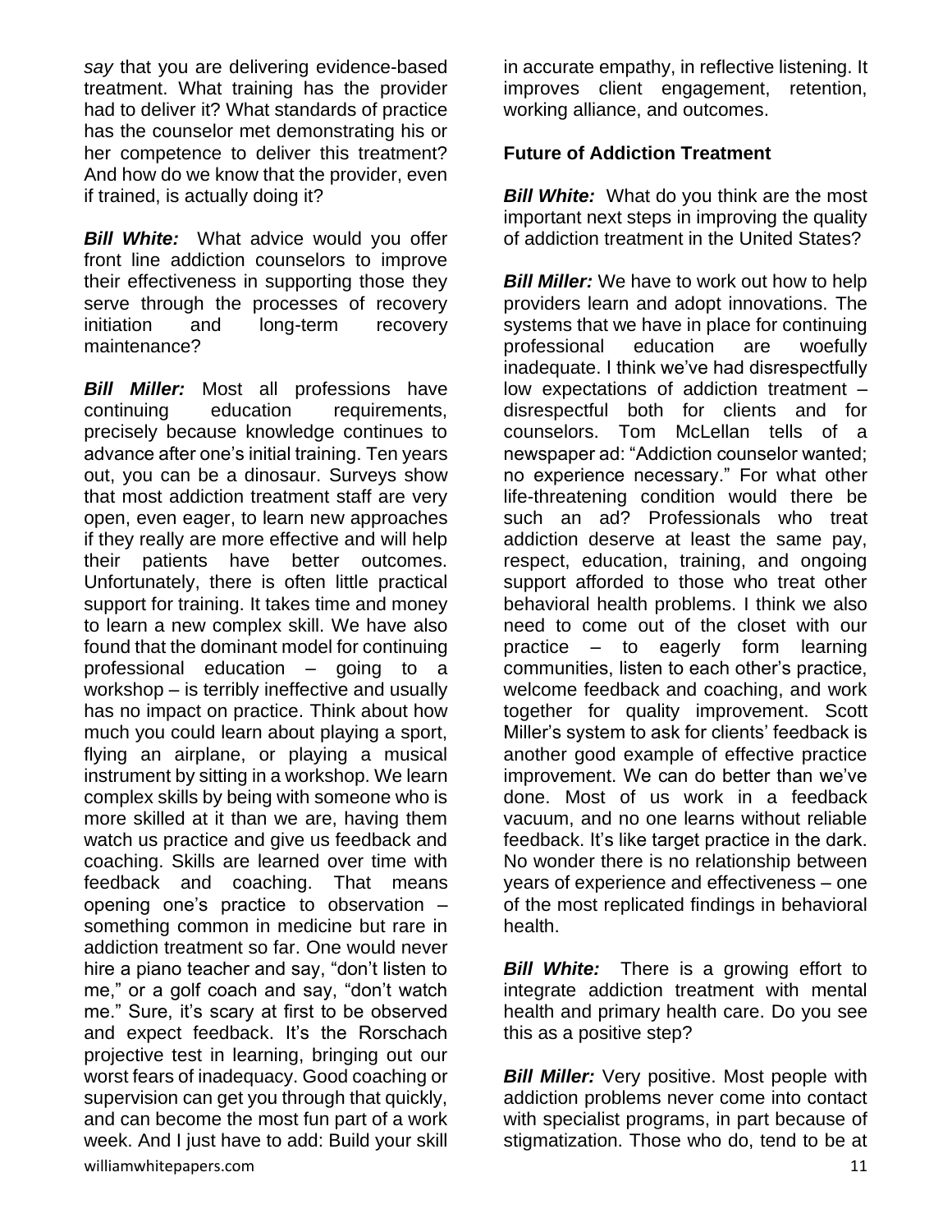*say* that you are delivering evidence-based treatment. What training has the provider had to deliver it? What standards of practice has the counselor met demonstrating his or her competence to deliver this treatment? And how do we know that the provider, even if trained, is actually doing it?

***Bill White:*** What advice would you offer front line addiction counselors to improve their effectiveness in supporting those they serve through the processes of recovery initiation and long-term recovery maintenance?

***Bill Miller:*** Most all professions have continuing education requirements, precisely because knowledge continues to advance after one's initial training. Ten years out, you can be a dinosaur. Surveys show that most addiction treatment staff are very open, even eager, to learn new approaches if they really are more effective and will help their patients have better outcomes. Unfortunately, there is often little practical support for training. It takes time and money to learn a new complex skill. We have also found that the dominant model for continuing professional education – going to a workshop – is terribly ineffective and usually has no impact on practice. Think about how much you could learn about playing a sport, flying an airplane, or playing a musical instrument by sitting in a workshop. We learn complex skills by being with someone who is more skilled at it than we are, having them watch us practice and give us feedback and coaching. Skills are learned over time with feedback and coaching. That means opening one's practice to observation – something common in medicine but rare in addiction treatment so far. One would never hire a piano teacher and say, "don't listen to me," or a golf coach and say, "don't watch me." Sure, it's scary at first to be observed and expect feedback. It's the Rorschach projective test in learning, bringing out our worst fears of inadequacy. Good coaching or supervision can get you through that quickly, and can become the most fun part of a work week. And I just have to add: Build your skill in accurate empathy, in reflective listening. It improves client engagement, retention, working alliance, and outcomes.

**Future of Addiction Treatment**

***Bill White:*** What do you think are the most important next steps in improving the quality of addiction treatment in the United States?

***Bill Miller:*** We have to work out how to help providers learn and adopt innovations. The systems that we have in place for continuing professional education are woefully inadequate. I think we've had disrespectfully low expectations of addiction treatment – disrespectful both for clients and for counselors. Tom McLellan tells of a newspaper ad: "Addiction counselor wanted; no experience necessary." For what other life-threatening condition would there be such an ad? Professionals who treat addiction deserve at least the same pay, respect, education, training, and ongoing support afforded to those who treat other behavioral health problems. I think we also need to come out of the closet with our practice – to eagerly form learning communities, listen to each other's practice, welcome feedback and coaching, and work together for quality improvement. Scott Miller's system to ask for clients' feedback is another good example of effective practice improvement. We can do better than we've done. Most of us work in a feedback vacuum, and no one learns without reliable feedback. It's like target practice in the dark. No wonder there is no relationship between years of experience and effectiveness – one of the most replicated findings in behavioral health.

***Bill White:*** There is a growing effort to integrate addiction treatment with mental health and primary health care. Do you see this as a positive step?

***Bill Miller:*** Very positive. Most people with addiction problems never come into contact with specialist programs, in part because of stigmatization. Those who do, tend to be at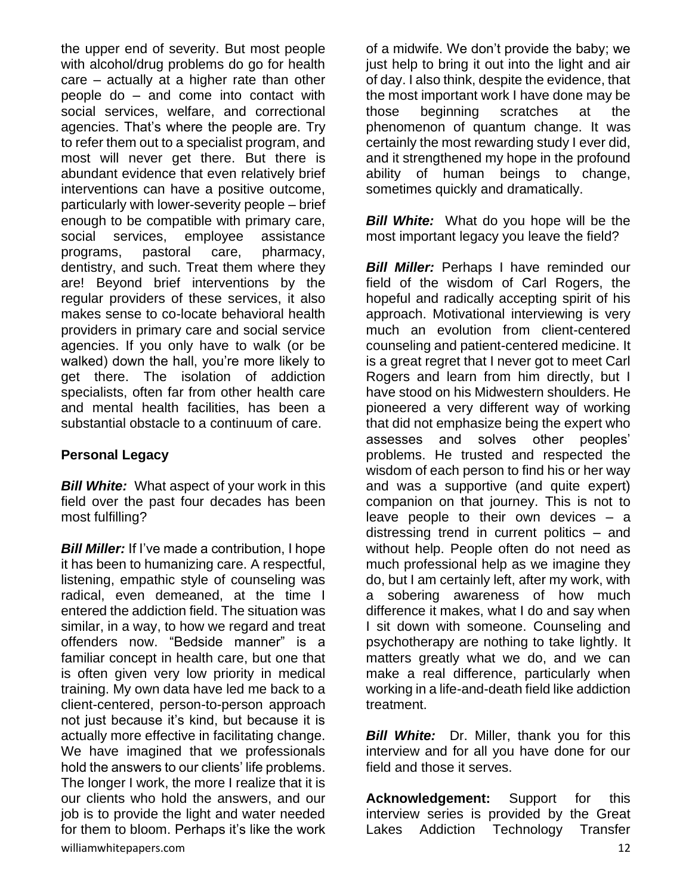the upper end of severity. But most people with alcohol/drug problems do go for health care – actually at a higher rate than other people do – and come into contact with social services, welfare, and correctional agencies. That's where the people are. Try to refer them out to a specialist program, and most will never get there. But there is abundant evidence that even relatively brief interventions can have a positive outcome, particularly with lower-severity people – brief enough to be compatible with primary care, social services, employee assistance programs, pastoral care, pharmacy, dentistry, and such. Treat them where they are! Beyond brief interventions by the regular providers of these services, it also makes sense to co-locate behavioral health providers in primary care and social service agencies. If you only have to walk (or be walked) down the hall, you're more likely to get there. The isolation of addiction specialists, often far from other health care and mental health facilities, has been a substantial obstacle to a continuum of care.

**Personal Legacy**

***Bill White:*** What aspect of your work in this field over the past four decades has been most fulfilling?

***Bill Miller:*** If I've made a contribution, I hope it has been to humanizing care. A respectful, listening, empathic style of counseling was radical, even demeaned, at the time I entered the addiction field. The situation was similar, in a way, to how we regard and treat offenders now. "Bedside manner" is a familiar concept in health care, but one that is often given very low priority in medical training. My own data have led me back to a client-centered, person-to-person approach not just because it's kind, but because it is actually more effective in facilitating change. We have imagined that we professionals hold the answers to our clients' life problems. The longer I work, the more I realize that it is our clients who hold the answers, and our job is to provide the light and water needed for them to bloom. Perhaps it's like the work of a midwife. We don't provide the baby; we just help to bring it out into the light and air of day. I also think, despite the evidence, that the most important work I have done may be those beginning scratches at the phenomenon of quantum change. It was certainly the most rewarding study I ever did, and it strengthened my hope in the profound ability of human beings to change, sometimes quickly and dramatically.

***Bill White:*** What do you hope will be the most important legacy you leave the field?

***Bill Miller:*** Perhaps I have reminded our field of the wisdom of Carl Rogers, the hopeful and radically accepting spirit of his approach. Motivational interviewing is very much an evolution from client-centered counseling and patient-centered medicine. It is a great regret that I never got to meet Carl Rogers and learn from him directly, but I have stood on his Midwestern shoulders. He pioneered a very different way of working that did not emphasize being the expert who assesses and solves other peoples' problems. He trusted and respected the wisdom of each person to find his or her way and was a supportive (and quite expert) companion on that journey. This is not to leave people to their own devices – a distressing trend in current politics – and without help. People often do not need as much professional help as we imagine they do, but I am certainly left, after my work, with a sobering awareness of how much difference it makes, what I do and say when I sit down with someone. Counseling and psychotherapy are nothing to take lightly. It matters greatly what we do, and we can make a real difference, particularly when working in a life-and-death field like addiction treatment.

***Bill White:*** Dr. Miller, thank you for this interview and for all you have done for our field and those it serves.

**Acknowledgement:** Support for this interview series is provided by the Great Lakes Addiction Technology Transfer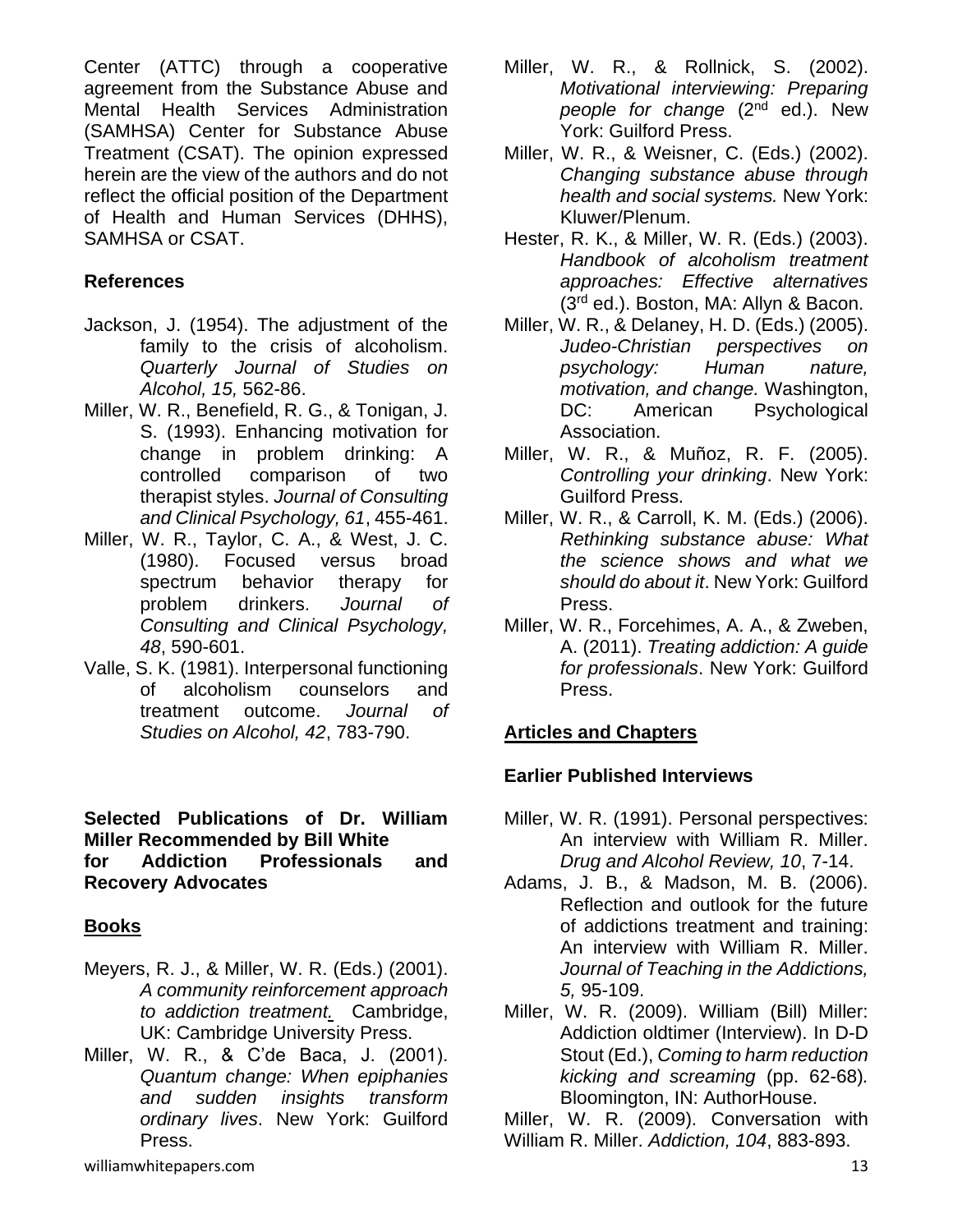Center (ATTC) through a cooperative agreement from the Substance Abuse and Mental Health Services Administration (SAMHSA) Center for Substance Abuse Treatment (CSAT). The opinion expressed herein are the view of the authors and do not reflect the official position of the Department of Health and Human Services (DHHS), SAMHSA or CSAT.

**References**

Jackson, J. (1954). The adjustment of the family to the crisis of alcoholism. *Quarterly Journal of Studies on Alcohol, 15,* 562-86.

Miller, W. R., Benefield, R. G., & Tonigan, J. S. (1993). Enhancing motivation for change in problem drinking: A controlled comparison of two therapist styles. *Journal of Consulting and Clinical Psychology, 61*, 455-461.

Miller, W. R., Taylor, C. A., & West, J. C. (1980). Focused versus broad spectrum behavior therapy for problem drinkers. *Journal of Consulting and Clinical Psychology, 48*, 590-601.

Valle, S. K. (1981). Interpersonal functioning of alcoholism counselors and treatment outcome. *Journal of Studies on Alcohol, 42*, 783-790.

**Selected Publications of Dr. William Miller Recommended by Bill White for Addiction Professionals and Recovery Advocates**

**Books**

Meyers, R. J., & Miller, W. R. (Eds.) (2001). *A community reinforcement approach to addiction treatment.* Cambridge, UK: Cambridge University Press.

Miller, W. R., & C'de Baca, J. (2001). *Quantum change: When epiphanies and sudden insights transform ordinary lives*. New York: Guilford Press.

Miller, W. R., & Rollnick, S. (2002). *Motivational interviewing: Preparing people for change* (2nd ed.). New York: Guilford Press.

Miller, W. R., & Weisner, C. (Eds.) (2002). *Changing substance abuse through health and social systems.* New York: Kluwer/Plenum.

Hester, R. K., & Miller, W. R. (Eds.) (2003). *Handbook of alcoholism treatment approaches: Effective alternatives* (3rd ed.). Boston, MA: Allyn & Bacon.

Miller, W. R., & Delaney, H. D. (Eds.) (2005). *Judeo-Christian perspectives on psychology: Human nature, motivation, and change.* Washington, DC: American Psychological Association.

Miller, W. R., & Muñoz, R. F. (2005). *Controlling your drinking*. New York: Guilford Press.

Miller, W. R., & Carroll, K. M. (Eds.) (2006). *Rethinking substance abuse: What the science shows and what we should do about it*. New York: Guilford Press.

Miller, W. R., Forcehimes, A. A., & Zweben, A. (2011). *Treating addiction: A guide for professionals*. New York: Guilford Press.

**Articles and Chapters**

**Earlier Published Interviews**

Miller, W. R. (1991). Personal perspectives: An interview with William R. Miller. *Drug and Alcohol Review, 10*, 7-14.

Adams, J. B., & Madson, M. B. (2006). Reflection and outlook for the future of addictions treatment and training: An interview with William R. Miller. *Journal of Teaching in the Addictions, 5,* 95-109.

Miller, W. R. (2009). William (Bill) Miller: Addiction oldtimer (Interview). In D-D Stout (Ed.), *Coming to harm reduction kicking and screaming* (pp. 62-68). Bloomington, IN: AuthorHouse.

Miller, W. R. (2009). Conversation with William R. Miller. *Addiction, 104*, 883-893.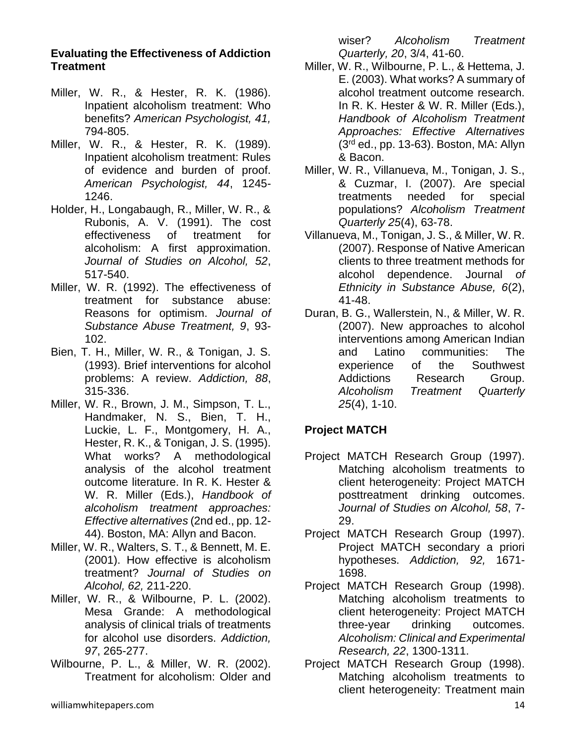**Evaluating the Effectiveness of Addiction Treatment**

Miller, W. R., & Hester, R. K. (1986). Inpatient alcoholism treatment: Who benefits? *American Psychologist, 41,* 794-805.

Miller, W. R., & Hester, R. K. (1989). Inpatient alcoholism treatment: Rules of evidence and burden of proof. *American Psychologist, 44*, 1245-1246.

Holder, H., Longabaugh, R., Miller, W. R., & Rubonis, A. V. (1991). The cost effectiveness of treatment for alcoholism: A first approximation. *Journal of Studies on Alcohol, 52*, 517-540.

Miller, W. R. (1992). The effectiveness of treatment for substance abuse: Reasons for optimism. *Journal of Substance Abuse Treatment, 9*, 93-102.

Bien, T. H., Miller, W. R., & Tonigan, J. S. (1993). Brief interventions for alcohol problems: A review. *Addiction, 88*, 315-336.

Miller, W. R., Brown, J. M., Simpson, T. L., Handmaker, N. S., Bien, T. H., Luckie, L. F., Montgomery, H. A., Hester, R. K., & Tonigan, J. S. (1995). What works? A methodological analysis of the alcohol treatment outcome literature. In R. K. Hester & W. R. Miller (Eds.), *Handbook of alcoholism treatment approaches: Effective alternatives* (2nd ed., pp. 12-44). Boston, MA: Allyn and Bacon.

Miller, W. R., Walters, S. T., & Bennett, M. E. (2001). How effective is alcoholism treatment? *Journal of Studies on Alcohol, 62,* 211-220.

Miller, W. R., & Wilbourne, P. L. (2002). Mesa Grande: A methodological analysis of clinical trials of treatments for alcohol use disorders. *Addiction, 97*, 265-277.

Wilbourne, P. L., & Miller, W. R. (2002). Treatment for alcoholism: Older and wiser? *Alcoholism Treatment Quarterly, 20*, 3/4, 41-60.

Miller, W. R., Wilbourne, P. L., & Hettema, J. E. (2003). What works? A summary of alcohol treatment outcome research. In R. K. Hester & W. R. Miller (Eds.), *Handbook of Alcoholism Treatment Approaches: Effective Alternatives* (3rd ed., pp. 13-63). Boston, MA: Allyn & Bacon.

Miller, W. R., Villanueva, M., Tonigan, J. S., & Cuzmar, I. (2007). Are special treatments needed for special populations? *Alcoholism Treatment Quarterly 25*(4), 63-78.

Villanueva, M., Tonigan, J. S., & Miller, W. R. (2007). Response of Native American clients to three treatment methods for alcohol dependence. Journal *of Ethnicity in Substance Abuse, 6*(2), 41-48.

Duran, B. G., Wallerstein, N., & Miller, W. R. (2007). New approaches to alcohol interventions among American Indian and Latino communities: The experience of the Southwest Addictions Research Group. *Alcoholism Treatment Quarterly 25*(4), 1-10.

**Project MATCH**

Project MATCH Research Group (1997). Matching alcoholism treatments to client heterogeneity: Project MATCH posttreatment drinking outcomes. *Journal of Studies on Alcohol, 58*, 7-29.

Project MATCH Research Group (1997). Project MATCH secondary a priori hypotheses. *Addiction, 92,* 1671-1698.

Project MATCH Research Group (1998). Matching alcoholism treatments to client heterogeneity: Project MATCH three-year drinking outcomes. *Alcoholism: Clinical and Experimental Research, 22*, 1300-1311.

Project MATCH Research Group (1998). Matching alcoholism treatments to client heterogeneity: Treatment main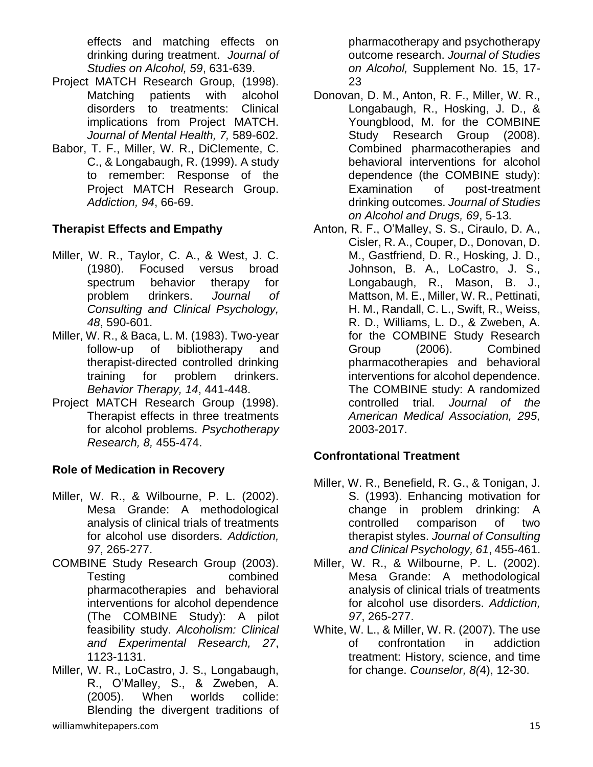effects and matching effects on drinking during treatment. *Journal of Studies on Alcohol, 59*, 631-639.

Project MATCH Research Group, (1998). Matching patients with alcohol disorders to treatments: Clinical implications from Project MATCH. *Journal of Mental Health, 7,* 589-602.

Babor, T. F., Miller, W. R., DiClemente, C. C., & Longabaugh, R. (1999). A study to remember: Response of the Project MATCH Research Group. *Addiction, 94*, 66-69.

**Therapist Effects and Empathy**

Miller, W. R., Taylor, C. A., & West, J. C. (1980). Focused versus broad spectrum behavior therapy for problem drinkers. *Journal of Consulting and Clinical Psychology, 48*, 590-601.

Miller, W. R., & Baca, L. M. (1983). Two-year follow-up of bibliotherapy and therapist-directed controlled drinking training for problem drinkers. *Behavior Therapy, 14*, 441-448.

Project MATCH Research Group (1998). Therapist effects in three treatments for alcohol problems. *Psychotherapy Research, 8,* 455-474.

**Role of Medication in Recovery**

Miller, W. R., & Wilbourne, P. L. (2002). Mesa Grande: A methodological analysis of clinical trials of treatments for alcohol use disorders. *Addiction, 97*, 265-277.

COMBINE Study Research Group (2003). Testing combined pharmacotherapies and behavioral interventions for alcohol dependence (The COMBINE Study): A pilot feasibility study. *Alcoholism: Clinical and Experimental Research, 27*, 1123-1131.

Miller, W. R., LoCastro, J. S., Longabaugh, R., O'Malley, S., & Zweben, A. (2005). When worlds collide: Blending the divergent traditions of pharmacotherapy and psychotherapy outcome research. *Journal of Studies on Alcohol,* Supplement No. 15, 17-23

Donovan, D. M., Anton, R. F., Miller, W. R., Longabaugh, R., Hosking, J. D., & Youngblood, M. for the COMBINE Study Research Group (2008). Combined pharmacotherapies and behavioral interventions for alcohol dependence (the COMBINE study): Examination of post-treatment drinking outcomes. *Journal of Studies on Alcohol and Drugs, 69*, 5-13*.*

Anton, R. F., O'Malley, S. S., Ciraulo, D. A., Cisler, R. A., Couper, D., Donovan, D. M., Gastfriend, D. R., Hosking, J. D., Johnson, B. A., LoCastro, J. S., Longabaugh, R., Mason, B. J., Mattson, M. E., Miller, W. R., Pettinati, H. M., Randall, C. L., Swift, R., Weiss, R. D., Williams, L. D., & Zweben, A. for the COMBINE Study Research Group (2006). Combined pharmacotherapies and behavioral interventions for alcohol dependence. The COMBINE study: A randomized controlled trial. *Journal of the American Medical Association, 295,* 2003-2017.

**Confrontational Treatment**

Miller, W. R., Benefield, R. G., & Tonigan, J. S. (1993). Enhancing motivation for change in problem drinking: A controlled comparison of two therapist styles. *Journal of Consulting and Clinical Psychology, 61*, 455-461.

Miller, W. R., & Wilbourne, P. L. (2002). Mesa Grande: A methodological analysis of clinical trials of treatments for alcohol use disorders. *Addiction, 97*, 265-277.

White, W. L., & Miller, W. R. (2007). The use of confrontation in addiction treatment: History, science, and time for change. *Counselor, 8(*4), 12-30.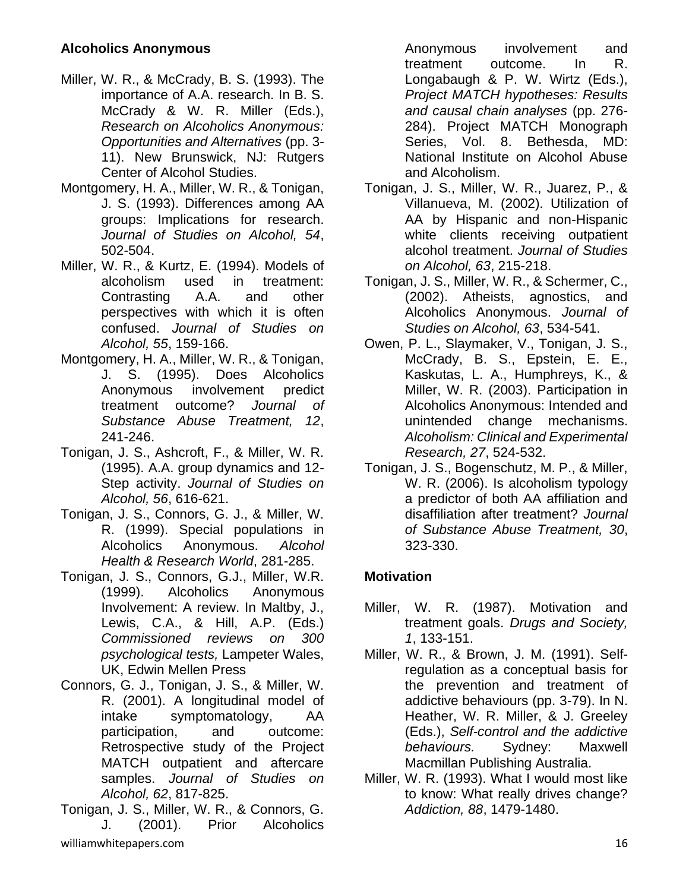**Alcoholics Anonymous**

Miller, W. R., & McCrady, B. S. (1993). The importance of A.A. research. In B. S. McCrady & W. R. Miller (Eds.), *Research on Alcoholics Anonymous: Opportunities and Alternatives* (pp. 3-11). New Brunswick, NJ: Rutgers Center of Alcohol Studies.

Montgomery, H. A., Miller, W. R., & Tonigan, J. S. (1993). Differences among AA groups: Implications for research. *Journal of Studies on Alcohol, 54*, 502-504.

Miller, W. R., & Kurtz, E. (1994). Models of alcoholism used in treatment: Contrasting A.A. and other perspectives with which it is often confused. *Journal of Studies on Alcohol, 55*, 159-166.

Montgomery, H. A., Miller, W. R., & Tonigan, J. S. (1995). Does Alcoholics Anonymous involvement predict treatment outcome? *Journal of Substance Abuse Treatment, 12*, 241-246.

Tonigan, J. S., Ashcroft, F., & Miller, W. R. (1995). A.A. group dynamics and 12-Step activity. *Journal of Studies on Alcohol, 56*, 616-621.

Tonigan, J. S., Connors, G. J., & Miller, W. R. (1999). Special populations in Alcoholics Anonymous. *Alcohol Health & Research World*, 281-285.

Tonigan, J. S., Connors, G.J., Miller, W.R. (1999). Alcoholics Anonymous Involvement: A review. In Maltby, J., Lewis, C.A., & Hill, A.P. (Eds.) *Commissioned reviews on 300 psychological tests,* Lampeter Wales, UK, Edwin Mellen Press

Connors, G. J., Tonigan, J. S., & Miller, W. R. (2001). A longitudinal model of intake symptomatology, AA participation, and outcome: Retrospective study of the Project MATCH outpatient and aftercare samples. *Journal of Studies on Alcohol, 62*, 817-825.

Tonigan, J. S., Miller, W. R., & Connors, G. J. (2001). Prior Alcoholics Anonymous involvement and treatment outcome. In R. Longabaugh & P. W. Wirtz (Eds.), *Project MATCH hypotheses: Results and causal chain analyses* (pp. 276-284). Project MATCH Monograph Series, Vol. 8. Bethesda, MD: National Institute on Alcohol Abuse and Alcoholism.

Tonigan, J. S., Miller, W. R., Juarez, P., & Villanueva, M. (2002). Utilization of AA by Hispanic and non-Hispanic white clients receiving outpatient alcohol treatment. *Journal of Studies on Alcohol, 63*, 215-218.

Tonigan, J. S., Miller, W. R., & Schermer, C., (2002). Atheists, agnostics, and Alcoholics Anonymous. *Journal of Studies on Alcohol, 63*, 534-541.

Owen, P. L., Slaymaker, V., Tonigan, J. S., McCrady, B. S., Epstein, E. E., Kaskutas, L. A., Humphreys, K., & Miller, W. R. (2003). Participation in Alcoholics Anonymous: Intended and unintended change mechanisms. *Alcoholism: Clinical and Experimental Research, 27*, 524-532.

Tonigan, J. S., Bogenschutz, M. P., & Miller, W. R. (2006). Is alcoholism typology a predictor of both AA affiliation and disaffiliation after treatment? *Journal of Substance Abuse Treatment, 30*, 323-330.

**Motivation**

Miller, W. R. (1987). Motivation and treatment goals. *Drugs and Society, 1*, 133-151.

Miller, W. R., & Brown, J. M. (1991). Self-regulation as a conceptual basis for the prevention and treatment of addictive behaviours (pp. 3-79). In N. Heather, W. R. Miller, & J. Greeley (Eds.), *Self-control and the addictive behaviours.* Sydney: Maxwell Macmillan Publishing Australia.

Miller, W. R. (1993). What I would most like to know: What really drives change? *Addiction, 88*, 1479-1480.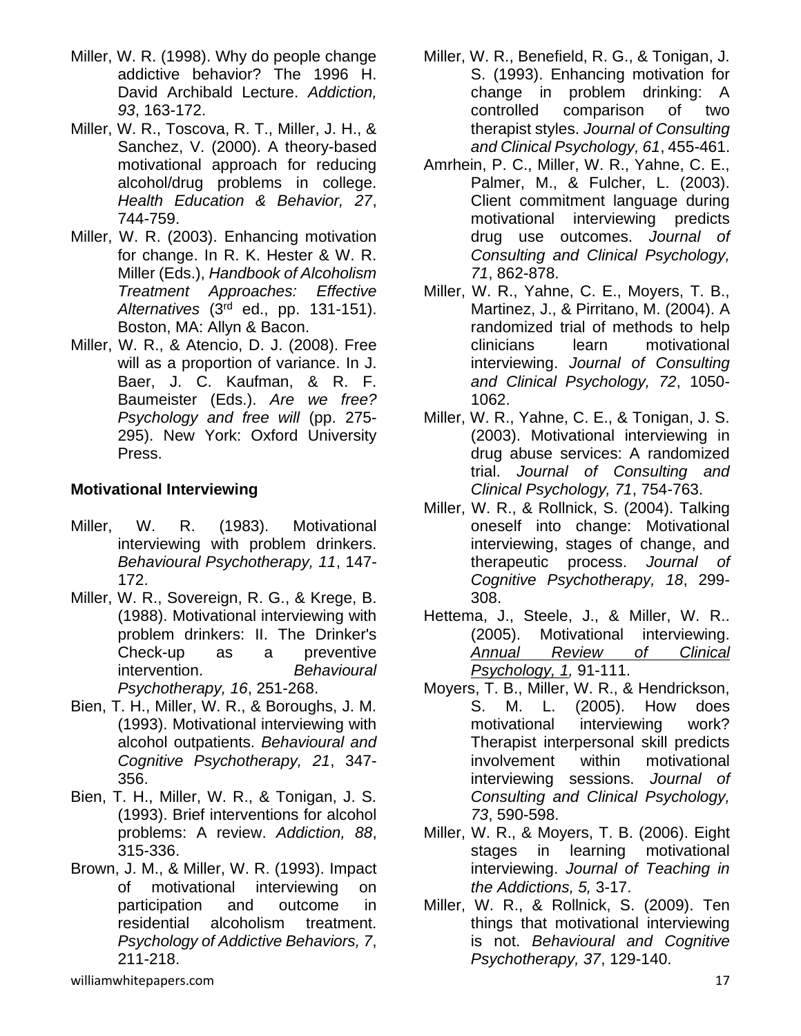Miller, W. R. (1998). Why do people change addictive behavior? The 1996 H. David Archibald Lecture. *Addiction, 93*, 163-172.

Miller, W. R., Toscova, R. T., Miller, J. H., & Sanchez, V. (2000). A theory-based motivational approach for reducing alcohol/drug problems in college. *Health Education & Behavior, 27*, 744-759.

Miller, W. R. (2003). Enhancing motivation for change. In R. K. Hester & W. R. Miller (Eds.), *Handbook of Alcoholism Treatment Approaches: Effective Alternatives* (3rd ed., pp. 131-151). Boston, MA: Allyn & Bacon.

Miller, W. R., & Atencio, D. J. (2008). Free will as a proportion of variance. In J. Baer, J. C. Kaufman, & R. F. Baumeister (Eds.). *Are we free? Psychology and free will* (pp. 275-295). New York: Oxford University Press.

**Motivational Interviewing**

Miller, W. R. (1983). Motivational interviewing with problem drinkers. *Behavioural Psychotherapy, 11*, 147-172.

Miller, W. R., Sovereign, R. G., & Krege, B. (1988). Motivational interviewing with problem drinkers: II. The Drinker's Check-up as a preventive intervention. *Behavioural Psychotherapy, 16*, 251-268.

Bien, T. H., Miller, W. R., & Boroughs, J. M. (1993). Motivational interviewing with alcohol outpatients. *Behavioural and Cognitive Psychotherapy, 21*, 347-356.

Bien, T. H., Miller, W. R., & Tonigan, J. S. (1993). Brief interventions for alcohol problems: A review. *Addiction, 88*, 315-336.

Brown, J. M., & Miller, W. R. (1993). Impact of motivational interviewing on participation and outcome in residential alcoholism treatment. *Psychology of Addictive Behaviors, 7*, 211-218.

Miller, W. R., Benefield, R. G., & Tonigan, J. S. (1993). Enhancing motivation for change in problem drinking: A controlled comparison of two therapist styles. *Journal of Consulting and Clinical Psychology, 61*, 455-461.

Amrhein, P. C., Miller, W. R., Yahne, C. E., Palmer, M., & Fulcher, L. (2003). Client commitment language during motivational interviewing predicts drug use outcomes. *Journal of Consulting and Clinical Psychology, 71*, 862-878.

Miller, W. R., Yahne, C. E., Moyers, T. B., Martinez, J., & Pirritano, M. (2004). A randomized trial of methods to help clinicians learn motivational interviewing. *Journal of Consulting and Clinical Psychology, 72*, 1050-1062.

Miller, W. R., Yahne, C. E., & Tonigan, J. S. (2003). Motivational interviewing in drug abuse services: A randomized trial. *Journal of Consulting and Clinical Psychology, 71*, 754-763.

Miller, W. R., & Rollnick, S. (2004). Talking oneself into change: Motivational interviewing, stages of change, and therapeutic process. *Journal of Cognitive Psychotherapy, 18*, 299-308.

Hettema, J., Steele, J., & Miller, W. R.. (2005). Motivational interviewing. *Annual Review of Clinical Psychology, 1,* 91-111.

Moyers, T. B., Miller, W. R., & Hendrickson, S. M. L. (2005). How does motivational interviewing work? Therapist interpersonal skill predicts involvement within motivational interviewing sessions. *Journal of Consulting and Clinical Psychology, 73*, 590-598.

Miller, W. R., & Moyers, T. B. (2006). Eight stages in learning motivational interviewing. *Journal of Teaching in the Addictions, 5,* 3-17.

Miller, W. R., & Rollnick, S. (2009). Ten things that motivational interviewing is not. *Behavioural and Cognitive Psychotherapy, 37*, 129-140.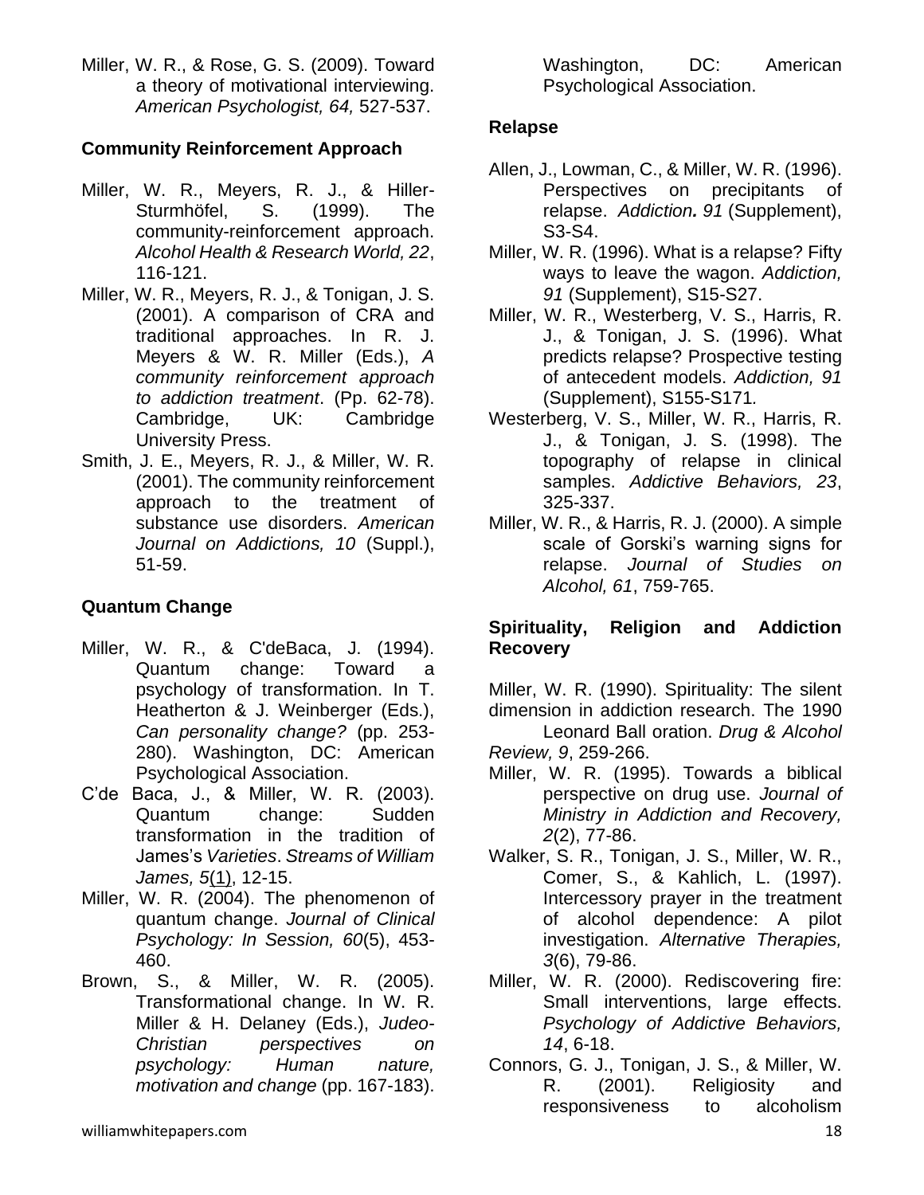Miller, W. R., & Rose, G. S. (2009). Toward a theory of motivational interviewing. *American Psychologist, 64,* 527-537.

**Community Reinforcement Approach**

Miller, W. R., Meyers, R. J., & Hiller-Sturmhöfel, S. (1999). The community-reinforcement approach. *Alcohol Health & Research World, 22*, 116-121.

Miller, W. R., Meyers, R. J., & Tonigan, J. S. (2001). A comparison of CRA and traditional approaches. In R. J. Meyers & W. R. Miller (Eds.), *A community reinforcement approach to addiction treatment*. (Pp. 62-78). Cambridge, UK: Cambridge University Press.

Smith, J. E., Meyers, R. J., & Miller, W. R. (2001). The community reinforcement approach to the treatment of substance use disorders. *American Journal on Addictions, 10* (Suppl.), 51-59.

**Quantum Change**

Miller, W. R., & C'deBaca, J. (1994). Quantum change: Toward a psychology of transformation. In T. Heatherton & J. Weinberger (Eds.), *Can personality change?* (pp. 253-280). Washington, DC: American Psychological Association.

C'de Baca, J., & Miller, W. R. (2003). Quantum change: Sudden transformation in the tradition of James's *Varieties*. *Streams of William James, 5*(1), 12-15.

Miller, W. R. (2004). The phenomenon of quantum change. *Journal of Clinical Psychology: In Session, 60*(5), 453-460.

Brown, S., & Miller, W. R. (2005). Transformational change. In W. R. Miller & H. Delaney (Eds.), *Judeo-Christian perspectives on psychology: Human nature, motivation and change* (pp. 167-183). Washington, DC: American Psychological Association.

**Relapse**

Allen, J., Lowman, C., & Miller, W. R. (1996). Perspectives on precipitants of relapse. *Addiction. 91* (Supplement), S3-S4.

Miller, W. R. (1996). What is a relapse? Fifty ways to leave the wagon. *Addiction, 91* (Supplement), S15-S27.

Miller, W. R., Westerberg, V. S., Harris, R. J., & Tonigan, J. S. (1996). What predicts relapse? Prospective testing of antecedent models. *Addiction, 91* (Supplement), S155-S171.

Westerberg, V. S., Miller, W. R., Harris, R. J., & Tonigan, J. S. (1998). The topography of relapse in clinical samples. *Addictive Behaviors, 23*, 325-337.

Miller, W. R., & Harris, R. J. (2000). A simple scale of Gorski's warning signs for relapse. *Journal of Studies on Alcohol, 61*, 759-765.

**Spirituality, Religion and Addiction Recovery**

Miller, W. R. (1990). Spirituality: The silent dimension in addiction research. The 1990 Leonard Ball oration. *Drug & Alcohol Review, 9*, 259-266.

Miller, W. R. (1995). Towards a biblical perspective on drug use. *Journal of Ministry in Addiction and Recovery, 2*(2), 77-86.

Walker, S. R., Tonigan, J. S., Miller, W. R., Comer, S., & Kahlich, L. (1997). Intercessory prayer in the treatment of alcohol dependence: A pilot investigation. *Alternative Therapies, 3*(6), 79-86.

Miller, W. R. (2000). Rediscovering fire: Small interventions, large effects. *Psychology of Addictive Behaviors, 14*, 6-18.

Connors, G. J., Tonigan, J. S., & Miller, W. R. (2001). Religiosity and responsiveness to alcoholism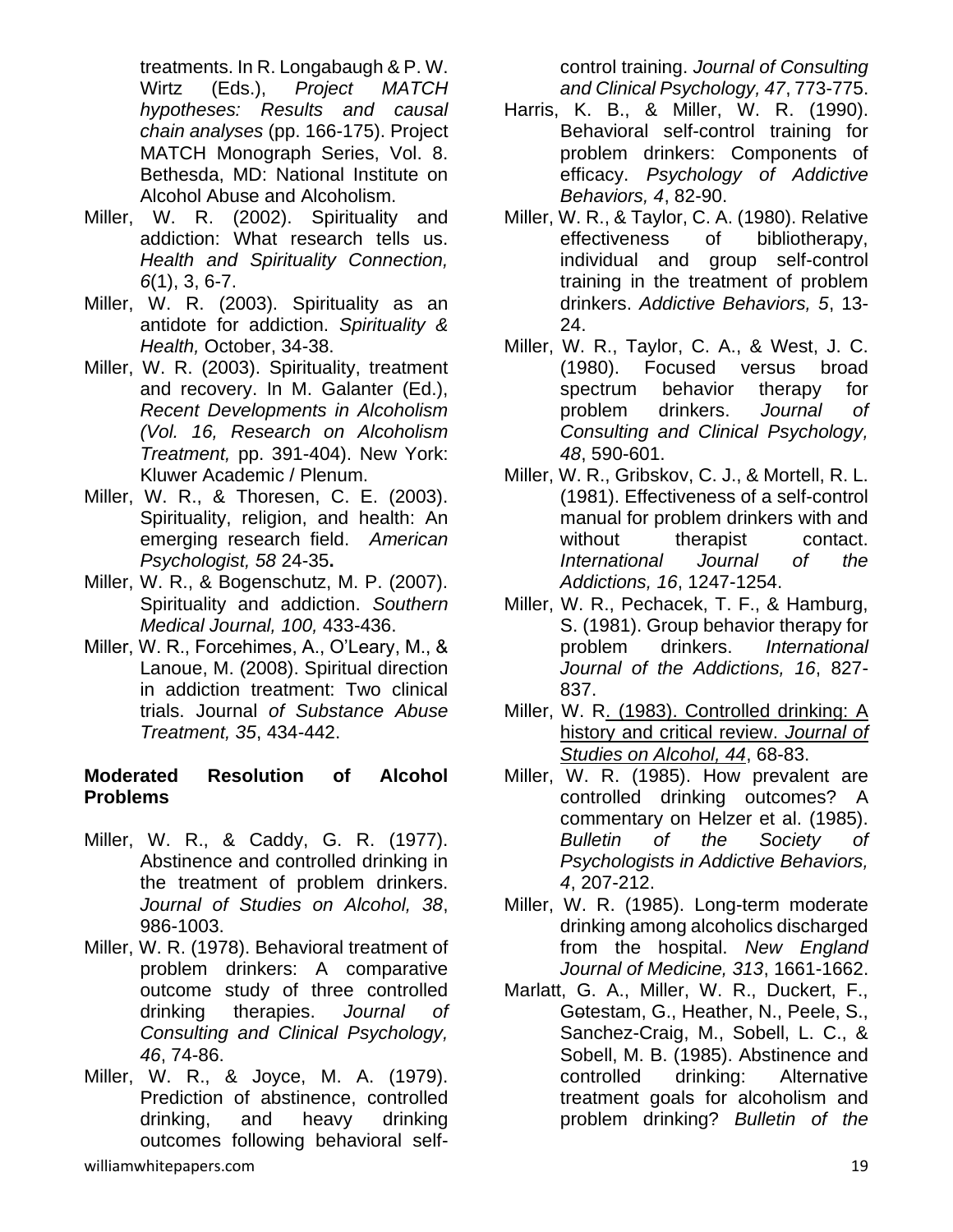treatments. In R. Longabaugh & P. W. Wirtz (Eds.), *Project MATCH hypotheses: Results and causal chain analyses* (pp. 166-175). Project MATCH Monograph Series, Vol. 8. Bethesda, MD: National Institute on Alcohol Abuse and Alcoholism.

Miller, W. R. (2002). Spirituality and addiction: What research tells us. *Health and Spirituality Connection, 6*(1), 3, 6-7.

Miller, W. R. (2003). Spirituality as an antidote for addiction. *Spirituality & Health,* October, 34-38.

Miller, W. R. (2003). Spirituality, treatment and recovery. In M. Galanter (Ed.), *Recent Developments in Alcoholism (Vol. 16, Research on Alcoholism Treatment,* pp. 391-404). New York: Kluwer Academic / Plenum.

Miller, W. R., & Thoresen, C. E. (2003). Spirituality, religion, and health: An emerging research field. *American Psychologist, 58* 24-35**.**

Miller, W. R., & Bogenschutz, M. P. (2007). Spirituality and addiction. *Southern Medical Journal, 100,* 433-436.

Miller, W. R., Forcehimes, A., O'Leary, M., & Lanoue, M. (2008). Spiritual direction in addiction treatment: Two clinical trials. Journal *of Substance Abuse Treatment, 35*, 434-442.

**Moderated Resolution of Alcohol Problems**

Miller, W. R., & Caddy, G. R. (1977). Abstinence and controlled drinking in the treatment of problem drinkers. *Journal of Studies on Alcohol, 38*, 986-1003.

Miller, W. R. (1978). Behavioral treatment of problem drinkers: A comparative outcome study of three controlled drinking therapies. *Journal of Consulting and Clinical Psychology, 46*, 74-86.

Miller, W. R., & Joyce, M. A. (1979). Prediction of abstinence, controlled drinking, and heavy drinking outcomes following behavioral self-control training. *Journal of Consulting and Clinical Psychology, 47*, 773-775.

Harris, K. B., & Miller, W. R. (1990). Behavioral self-control training for problem drinkers: Components of efficacy. *Psychology of Addictive Behaviors, 4*, 82-90.

Miller, W. R., & Taylor, C. A. (1980). Relative effectiveness of bibliotherapy, individual and group self-control training in the treatment of problem drinkers. *Addictive Behaviors, 5*, 13-24.

Miller, W. R., Taylor, C. A., & West, J. C. (1980). Focused versus broad spectrum behavior therapy for problem drinkers. *Journal of Consulting and Clinical Psychology, 48*, 590-601.

Miller, W. R., Gribskov, C. J., & Mortell, R. L. (1981). Effectiveness of a self-control manual for problem drinkers with and without therapist contact. *International Journal of the Addictions, 16*, 1247-1254.

Miller, W. R., Pechacek, T. F., & Hamburg, S. (1981). Group behavior therapy for problem drinkers. *International Journal of the Addictions, 16*, 827-837.

Miller, W. R. (1983). Controlled drinking: A history and critical review. *Journal of Studies on Alcohol, 44*, 68-83.

Miller, W. R. (1985). How prevalent are controlled drinking outcomes? A commentary on Helzer et al. (1985). *Bulletin of the Society of Psychologists in Addictive Behaviors, 4*, 207-212.

Miller, W. R. (1985). Long-term moderate drinking among alcoholics discharged from the hospital. *New England Journal of Medicine, 313*, 1661-1662.

Marlatt, G. A., Miller, W. R., Duckert, F., Gøtestam, G., Heather, N., Peele, S., Sanchez-Craig, M., Sobell, L. C., & Sobell, M. B. (1985). Abstinence and controlled drinking: Alternative treatment goals for alcoholism and problem drinking? *Bulletin of the*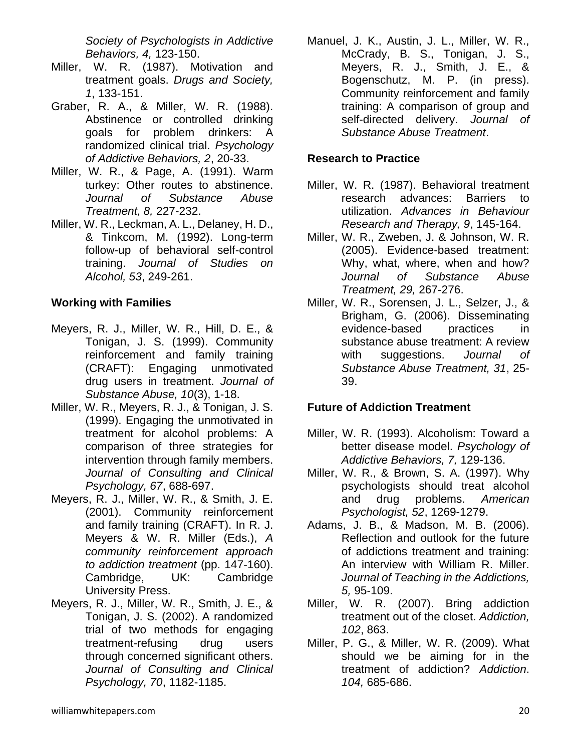*Society of Psychologists in Addictive Behaviors, 4,* 123-150.

Miller, W. R. (1987). Motivation and treatment goals. *Drugs and Society, 1*, 133-151.

Graber, R. A., & Miller, W. R. (1988). Abstinence or controlled drinking goals for problem drinkers: A randomized clinical trial. *Psychology of Addictive Behaviors, 2*, 20-33.

Miller, W. R., & Page, A. (1991). Warm turkey: Other routes to abstinence. *Journal of Substance Abuse Treatment, 8,* 227-232.

Miller, W. R., Leckman, A. L., Delaney, H. D., & Tinkcom, M. (1992). Long-term follow-up of behavioral self-control training. *Journal of Studies on Alcohol, 53*, 249-261.

**Working with Families**

Meyers, R. J., Miller, W. R., Hill, D. E., & Tonigan, J. S. (1999). Community reinforcement and family training (CRAFT): Engaging unmotivated drug users in treatment. *Journal of Substance Abuse, 10*(3), 1-18.

Miller, W. R., Meyers, R. J., & Tonigan, J. S. (1999). Engaging the unmotivated in treatment for alcohol problems: A comparison of three strategies for intervention through family members. *Journal of Consulting and Clinical Psychology, 67*, 688-697.

Meyers, R. J., Miller, W. R., & Smith, J. E. (2001). Community reinforcement and family training (CRAFT). In R. J. Meyers & W. R. Miller (Eds.), *A community reinforcement approach to addiction treatment* (pp. 147-160). Cambridge, UK: Cambridge University Press.

Meyers, R. J., Miller, W. R., Smith, J. E., & Tonigan, J. S. (2002). A randomized trial of two methods for engaging treatment-refusing drug users through concerned significant others. *Journal of Consulting and Clinical Psychology, 70*, 1182-1185.

Manuel, J. K., Austin, J. L., Miller, W. R., McCrady, B. S., Tonigan, J. S., Meyers, R. J., Smith, J. E., & Bogenschutz, M. P. (in press). Community reinforcement and family training: A comparison of group and self-directed delivery. *Journal of Substance Abuse Treatment*.

**Research to Practice**

Miller, W. R. (1987). Behavioral treatment research advances: Barriers to utilization. *Advances in Behaviour Research and Therapy, 9*, 145-164.

Miller, W. R., Zweben, J. & Johnson, W. R. (2005). Evidence-based treatment: Why, what, where, when and how? *Journal of Substance Abuse Treatment, 29,* 267-276.

Miller, W. R., Sorensen, J. L., Selzer, J., & Brigham, G. (2006). Disseminating evidence-based practices in substance abuse treatment: A review with suggestions. *Journal of Substance Abuse Treatment, 31*, 25-39.

**Future of Addiction Treatment**

Miller, W. R. (1993). Alcoholism: Toward a better disease model. *Psychology of Addictive Behaviors, 7,* 129-136.

Miller, W. R., & Brown, S. A. (1997). Why psychologists should treat alcohol and drug problems. *American Psychologist, 52*, 1269-1279.

Adams, J. B., & Madson, M. B. (2006). Reflection and outlook for the future of addictions treatment and training: An interview with William R. Miller. *Journal of Teaching in the Addictions, 5,* 95-109.

Miller, W. R. (2007). Bring addiction treatment out of the closet. *Addiction, 102*, 863.

Miller, P. G., & Miller, W. R. (2009). What should we be aiming for in the treatment of addiction? *Addiction*. *104,* 685-686.